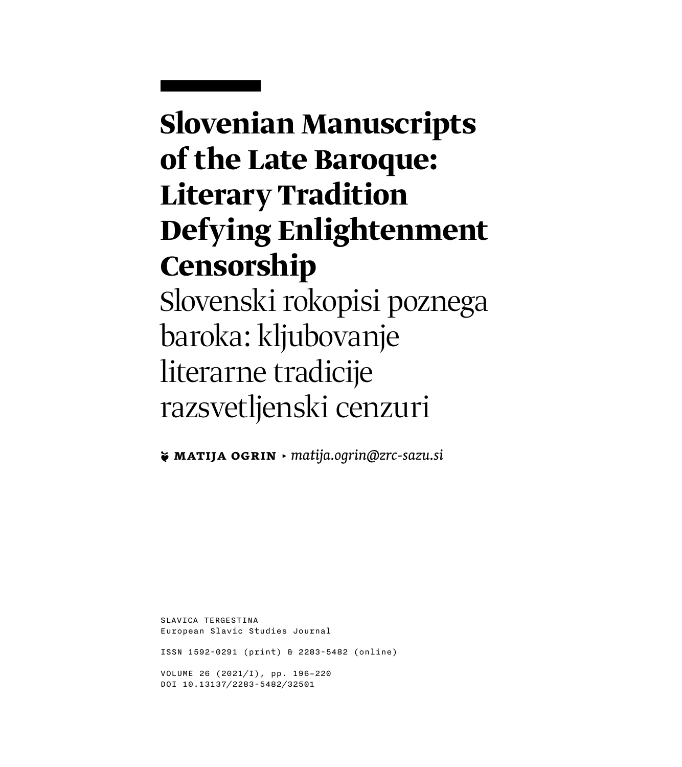# Slovenian Manuscripts of the Late Baroque: Literary Tradition Defying Enlightenment Censorship

## Slovenski rokopisi poznega baroka: kljubovanje literarne tradicije razsvetljenski cenzuri

**MATIJA OGRIN** ▸ *matija.ogrin@zrc-sazu.si*

SLAVICA TERGESTINA
European Slavic Studies Journal

ISSN 1592-0291 (print) & 2283-5482 (online)

VOLUME 26 (2021/I), pp. 196–220
DOI 10.13137/2283-5482/32501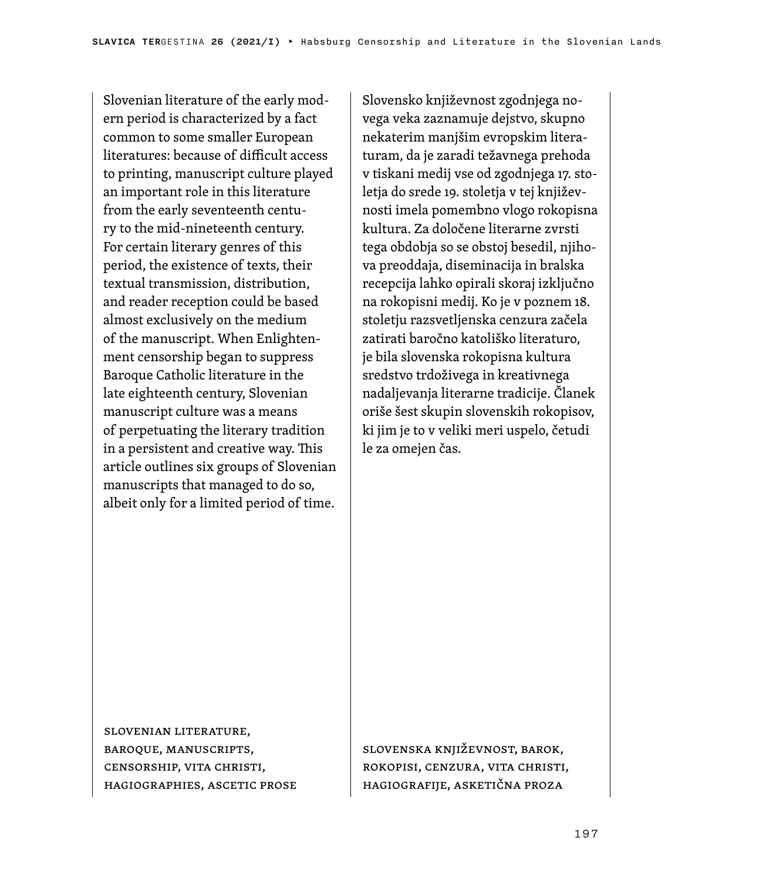Slovenian literature of the early modern period is characterized by a fact common to some smaller European literatures: because of difficult access to printing, manuscript culture played an important role in this literature from the early seventeenth century to the mid-nineteenth century. For certain literary genres of this period, the existence of texts, their textual transmission, distribution, and reader reception could be based almost exclusively on the medium of the manuscript. When Enlightenment censorship began to suppress Baroque Catholic literature in the late eighteenth century, Slovenian manuscript culture was a means of perpetuating the literary tradition in a persistent and creative way. This article outlines six groups of Slovenian manuscripts that managed to do so, albeit only for a limited period of time.

SLOVENIAN LITERATURE, BAROQUE, MANUSCRIPTS, CENSORSHIP, VITA CHRISTI, HAGIOGRAPHIES, ASCETIC PROSE

Slovensko književnost zgodnjega novega veka zaznamuje dejstvo, skupno nekaterim manjšim evropskim literaturam, da je zaradi težavnega prehoda v tiskani medij vse od zgodnjega 17. stoletja do srede 19. stoletja v tej književnosti imela pomembno vlogo rokopisna kultura. Za določene literarne zvrsti tega obdobja so se obstoj besedil, njihova preoddaja, diseminacija in bralska recepcija lahko opirali skoraj izključno na rokopisni medij. Ko je v poznem 18. stoletju razsvetljenska cenzura začela zatirati baročno katoliško literaturo, je bila slovenska rokopisna kultura sredstvo trdoživega in kreativnega nadaljevanja literarne tradicije. Članek oriše šest skupin slovenskih rokopisov, ki jim je to v veliki meri uspelo, četudi le za omejen čas.

SLOVENSKA KNJIŽEVNOST, BAROK, ROKOPISI, CENZURA, VITA CHRISTI, HAGIOGRAFIJE, ASKETIČNA PROZA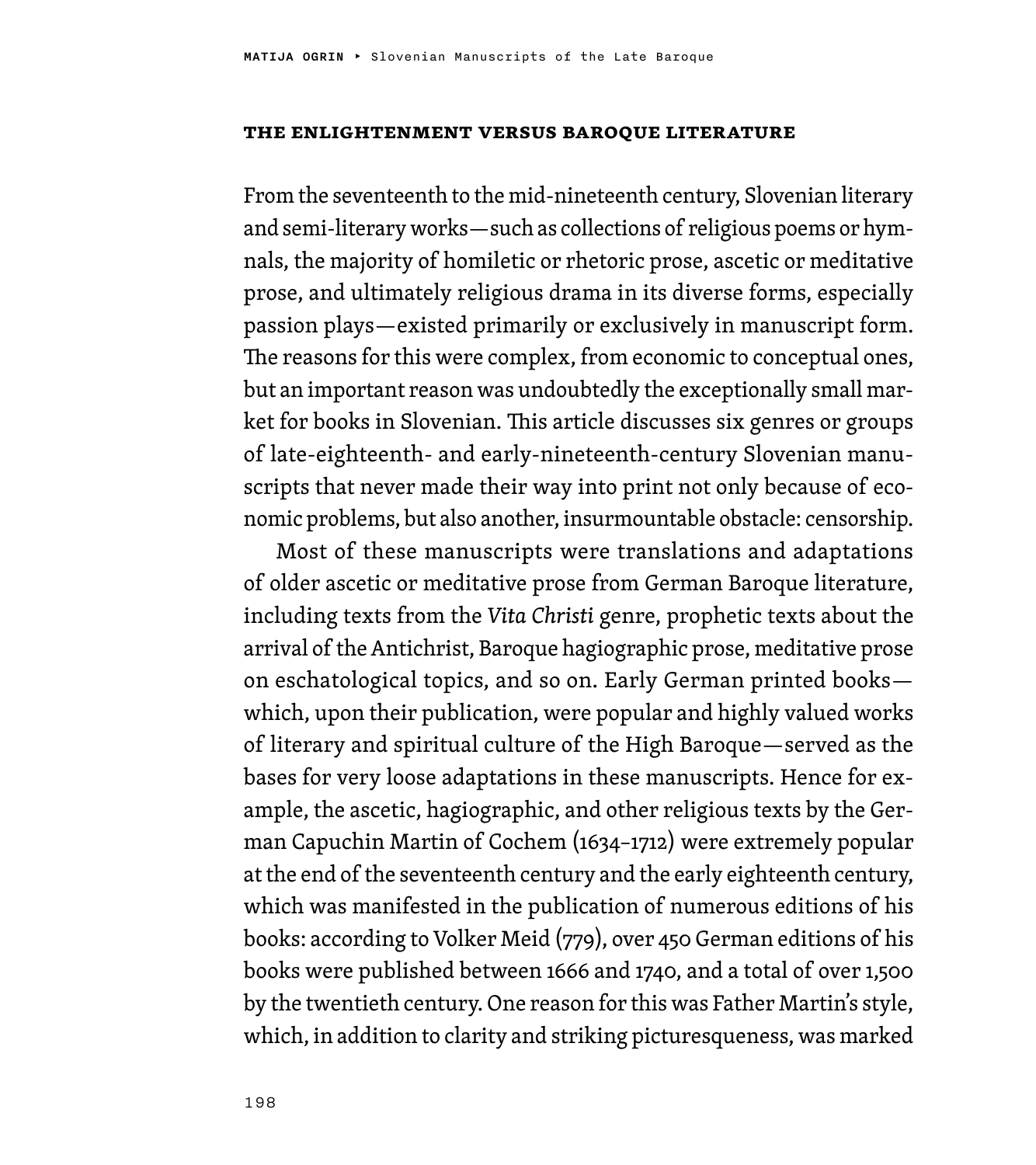## The Enlightenment versus Baroque Literature

From the seventeenth to the mid-nineteenth century, Slovenian literary and semi-literary works—such as collections of religious poems or hymnals, the majority of homiletic or rhetoric prose, ascetic or meditative prose, and ultimately religious drama in its diverse forms, especially passion plays—existed primarily or exclusively in manuscript form. The reasons for this were complex, from economic to conceptual ones, but an important reason was undoubtedly the exceptionally small market for books in Slovenian. This article discusses six genres or groups of late-eighteenth- and early-nineteenth-century Slovenian manuscripts that never made their way into print not only because of economic problems, but also another, insurmountable obstacle: censorship.

Most of these manuscripts were translations and adaptations of older ascetic or meditative prose from German Baroque literature, including texts from the *Vita Christi* genre, prophetic texts about the arrival of the Antichrist, Baroque hagiographic prose, meditative prose on eschatological topics, and so on. Early German printed books—which, upon their publication, were popular and highly valued works of literary and spiritual culture of the High Baroque—served as the bases for very loose adaptations in these manuscripts. Hence for example, the ascetic, hagiographic, and other religious texts by the German Capuchin Martin of Cochem (1634–1712) were extremely popular at the end of the seventeenth century and the early eighteenth century, which was manifested in the publication of numerous editions of his books: according to Volker Meid (779), over 450 German editions of his books were published between 1666 and 1740, and a total of over 1,500 by the twentieth century. One reason for this was Father Martin's style, which, in addition to clarity and striking picturesqueness, was marked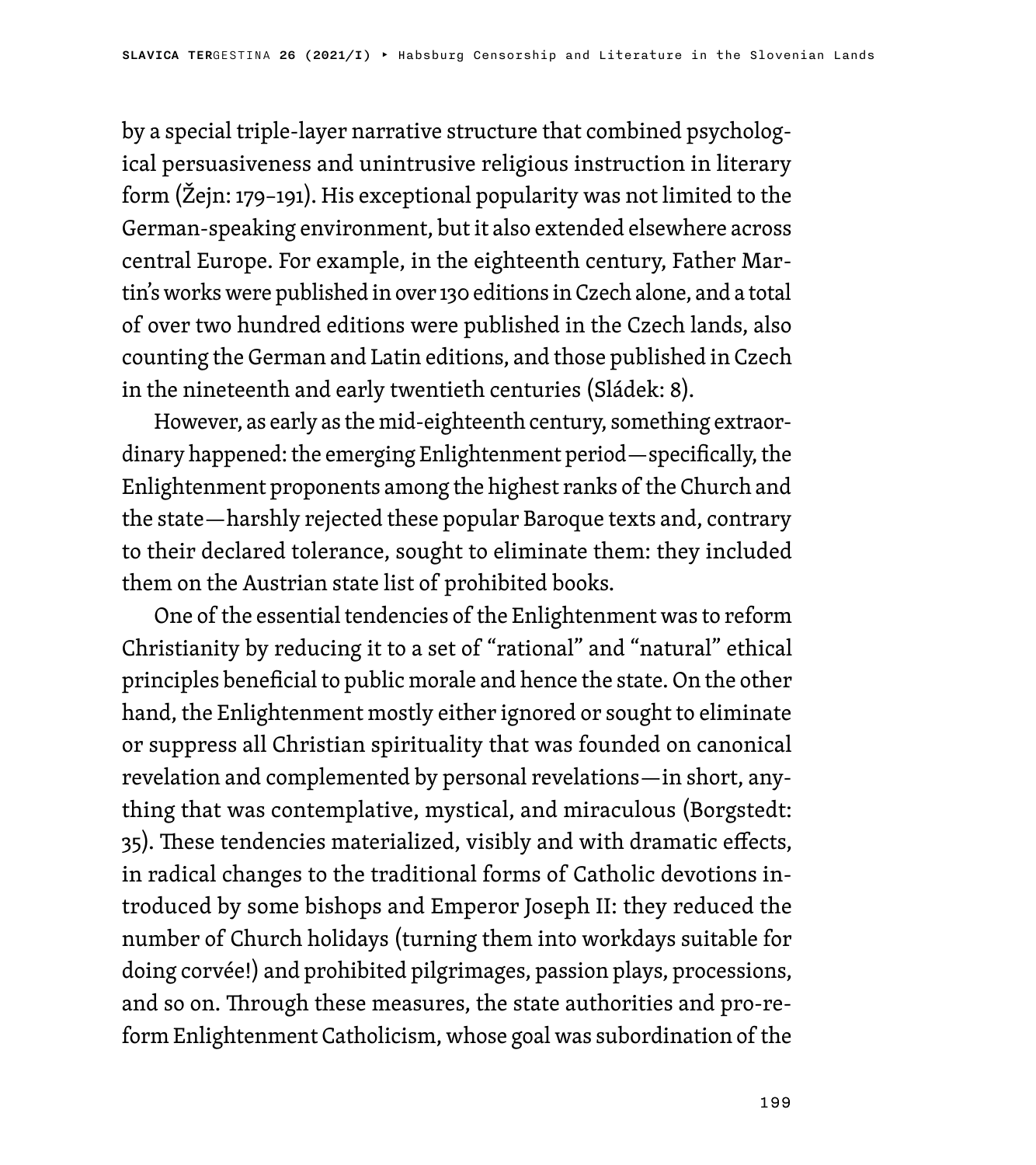by a special triple-layer narrative structure that combined psychological persuasiveness and unintrusive religious instruction in literary form (Žejn: 179–191). His exceptional popularity was not limited to the German-speaking environment, but it also extended elsewhere across central Europe. For example, in the eighteenth century, Father Martin's works were published in over 130 editions in Czech alone, and a total of over two hundred editions were published in the Czech lands, also counting the German and Latin editions, and those published in Czech in the nineteenth and early twentieth centuries (Sládek: 8).

However, as early as the mid-eighteenth century, something extraordinary happened: the emerging Enlightenment period—specifically, the Enlightenment proponents among the highest ranks of the Church and the state—harshly rejected these popular Baroque texts and, contrary to their declared tolerance, sought to eliminate them: they included them on the Austrian state list of prohibited books.

One of the essential tendencies of the Enlightenment was to reform Christianity by reducing it to a set of "rational" and "natural" ethical principles beneficial to public morale and hence the state. On the other hand, the Enlightenment mostly either ignored or sought to eliminate or suppress all Christian spirituality that was founded on canonical revelation and complemented by personal revelations—in short, anything that was contemplative, mystical, and miraculous (Borgstedt: 35). These tendencies materialized, visibly and with dramatic effects, in radical changes to the traditional forms of Catholic devotions introduced by some bishops and Emperor Joseph II: they reduced the number of Church holidays (turning them into workdays suitable for doing corvée!) and prohibited pilgrimages, passion plays, processions, and so on. Through these measures, the state authorities and pro-reform Enlightenment Catholicism, whose goal was subordination of the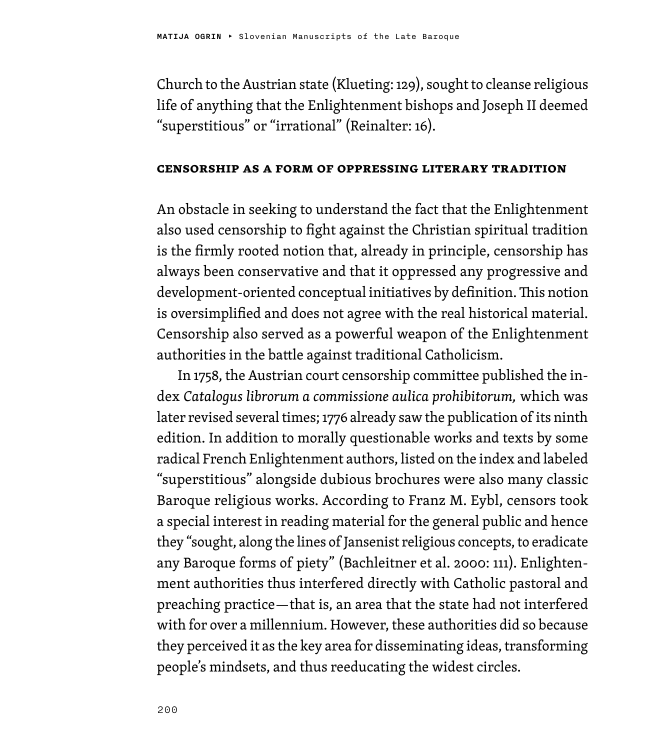Church to the Austrian state (Klueting: 129), sought to cleanse religious life of anything that the Enlightenment bishops and Joseph II deemed "superstitious" or "irrational" (Reinalter: 16).

## CENSORSHIP AS A FORM OF OPPRESSING LITERARY TRADITION

An obstacle in seeking to understand the fact that the Enlightenment also used censorship to fight against the Christian spiritual tradition is the firmly rooted notion that, already in principle, censorship has always been conservative and that it oppressed any progressive and development-oriented conceptual initiatives by definition. This notion is oversimplified and does not agree with the real historical material. Censorship also served as a powerful weapon of the Enlightenment authorities in the battle against traditional Catholicism.

In 1758, the Austrian court censorship committee published the index *Catalogus librorum a commissione aulica prohibitorum,* which was later revised several times; 1776 already saw the publication of its ninth edition. In addition to morally questionable works and texts by some radical French Enlightenment authors, listed on the index and labeled "superstitious" alongside dubious brochures were also many classic Baroque religious works. According to Franz M. Eybl, censors took a special interest in reading material for the general public and hence they "sought, along the lines of Jansenist religious concepts, to eradicate any Baroque forms of piety" (Bachleitner et al. 2000: 111). Enlightenment authorities thus interfered directly with Catholic pastoral and preaching practice—that is, an area that the state had not interfered with for over a millennium. However, these authorities did so because they perceived it as the key area for disseminating ideas, transforming people's mindsets, and thus reeducating the widest circles.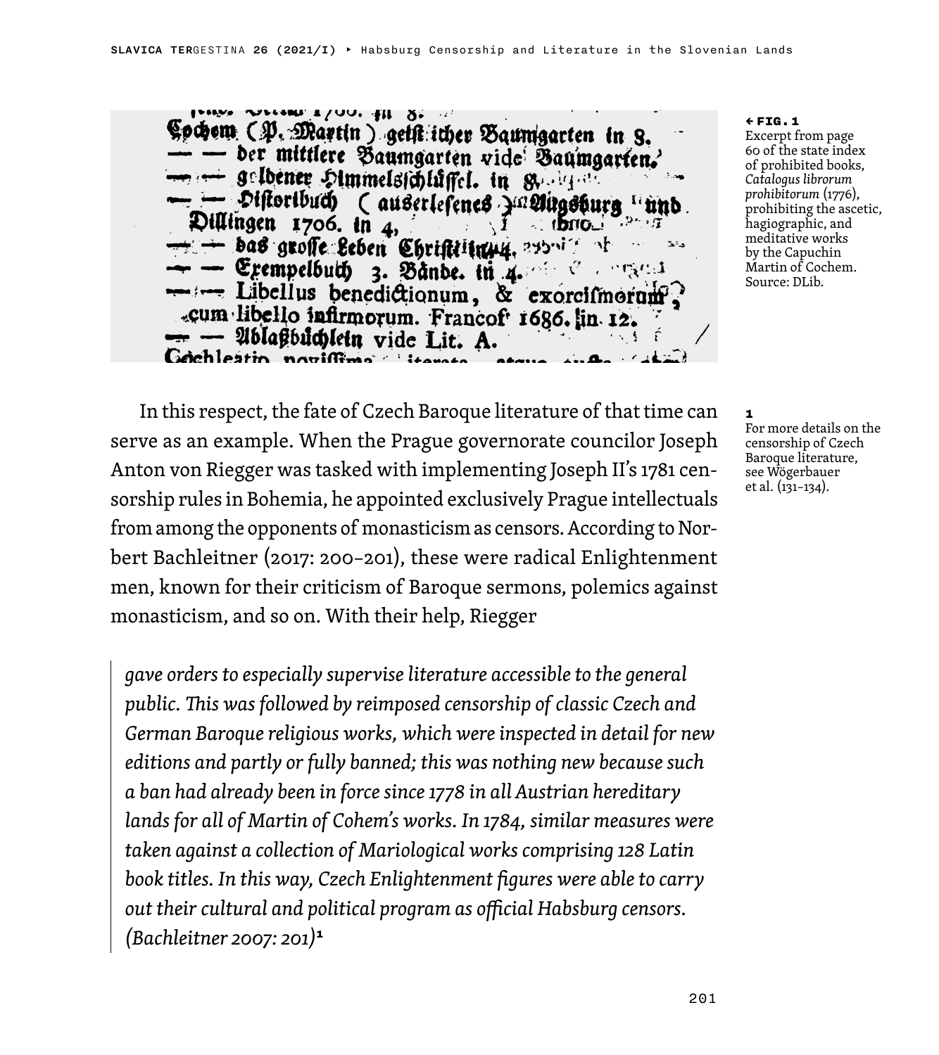← FIG. 1
Excerpt from page 60 of the state index of prohibited books, *Catalogus librorum prohibitorum* (1776), prohibiting the ascetic, hagiographic, and meditative works by the Capuchin Martin of Cochem. Source: DLib.

In this respect, the fate of Czech Baroque literature of that time can serve as an example. When the Prague governorate councilor Joseph Anton von Riegger was tasked with implementing Joseph II's 1781 censorship rules in Bohemia, he appointed exclusively Prague intellectuals from among the opponents of monasticism as censors. According to Norbert Bachleitner (2017: 200–201), these were radical Enlightenment men, known for their criticism of Baroque sermons, polemics against monasticism, and so on. With their help, Riegger

> *gave orders to especially supervise literature accessible to the general public. This was followed by reimposed censorship of classic Czech and German Baroque religious works, which were inspected in detail for new editions and partly or fully banned; this was nothing new because such a ban had already been in force since 1778 in all Austrian hereditary lands for all of Martin of Cohem's works. In 1784, similar measures were taken against a collection of Mariological works comprising 128 Latin book titles. In this way, Czech Enlightenment figures were able to carry out their cultural and political program as official Habsburg censors. (Bachleitner 2007: 201)*[1]

[1] For more details on the censorship of Czech Baroque literature, see Wögerbauer et al. (131–134).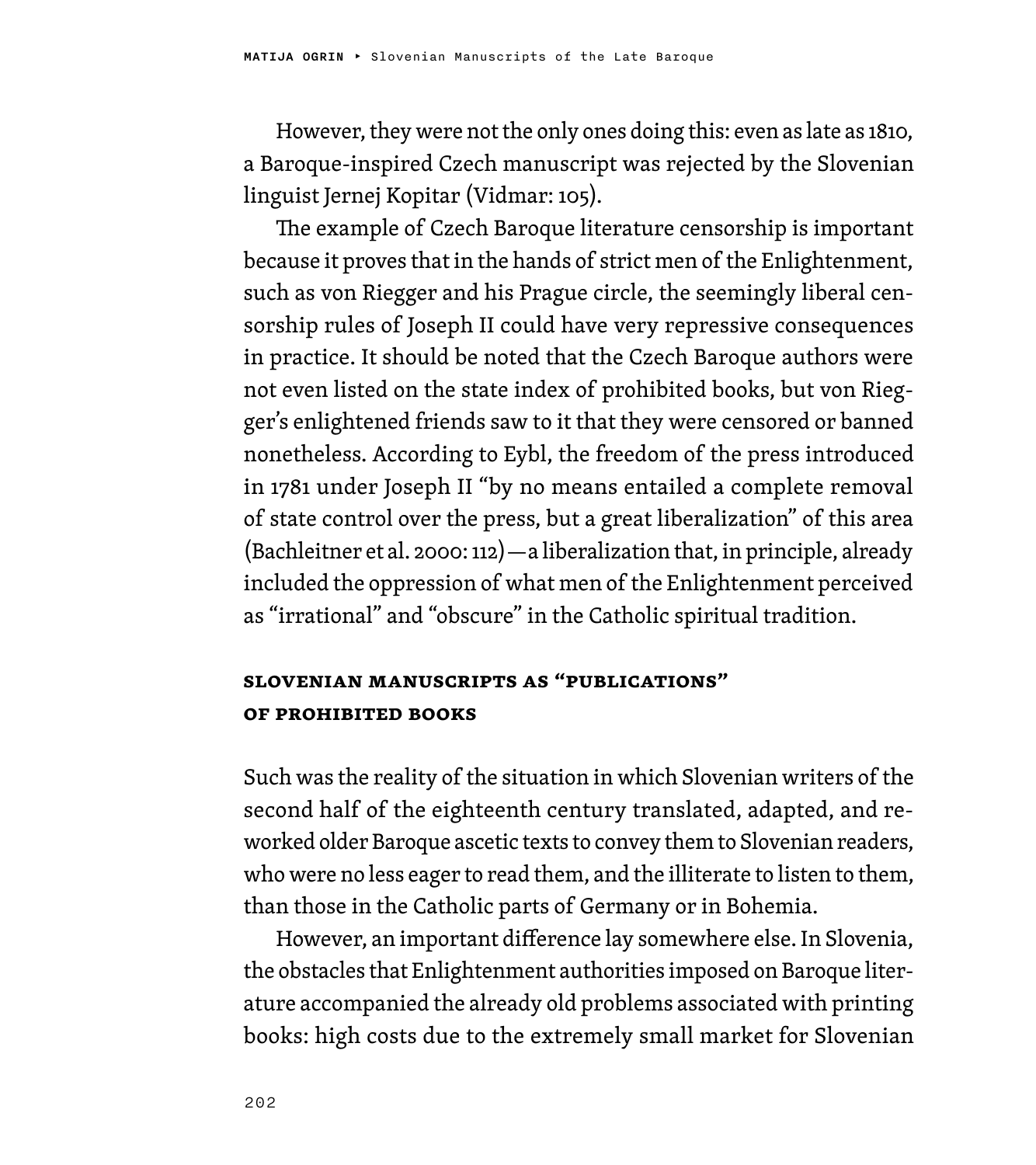However, they were not the only ones doing this: even as late as 1810, a Baroque-inspired Czech manuscript was rejected by the Slovenian linguist Jernej Kopitar (Vidmar: 105).

The example of Czech Baroque literature censorship is important because it proves that in the hands of strict men of the Enlightenment, such as von Riegger and his Prague circle, the seemingly liberal censorship rules of Joseph II could have very repressive consequences in practice. It should be noted that the Czech Baroque authors were not even listed on the state index of prohibited books, but von Riegger's enlightened friends saw to it that they were censored or banned nonetheless. According to Eybl, the freedom of the press introduced in 1781 under Joseph II "by no means entailed a complete removal of state control over the press, but a great liberalization" of this area (Bachleitner et al. 2000: 112)—a liberalization that, in principle, already included the oppression of what men of the Enlightenment perceived as "irrational" and "obscure" in the Catholic spiritual tradition.

## Slovenian Manuscripts as "Publications" of Prohibited Books

Such was the reality of the situation in which Slovenian writers of the second half of the eighteenth century translated, adapted, and reworked older Baroque ascetic texts to convey them to Slovenian readers, who were no less eager to read them, and the illiterate to listen to them, than those in the Catholic parts of Germany or in Bohemia.

However, an important difference lay somewhere else. In Slovenia, the obstacles that Enlightenment authorities imposed on Baroque literature accompanied the already old problems associated with printing books: high costs due to the extremely small market for Slovenian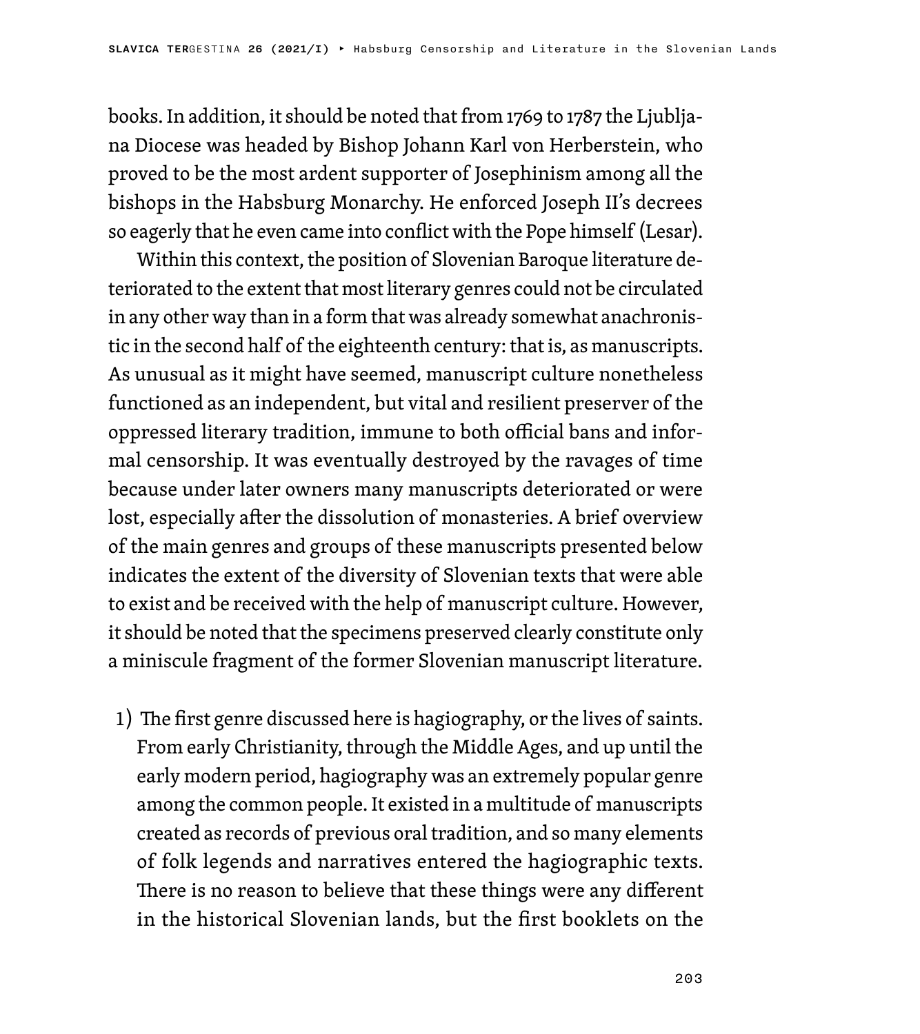books. In addition, it should be noted that from 1769 to 1787 the Ljubljana Diocese was headed by Bishop Johann Karl von Herberstein, who proved to be the most ardent supporter of Josephinism among all the bishops in the Habsburg Monarchy. He enforced Joseph II's decrees so eagerly that he even came into conflict with the Pope himself (Lesar).

Within this context, the position of Slovenian Baroque literature deteriorated to the extent that most literary genres could not be circulated in any other way than in a form that was already somewhat anachronistic in the second half of the eighteenth century: that is, as manuscripts. As unusual as it might have seemed, manuscript culture nonetheless functioned as an independent, but vital and resilient preserver of the oppressed literary tradition, immune to both official bans and informal censorship. It was eventually destroyed by the ravages of time because under later owners many manuscripts deteriorated or were lost, especially after the dissolution of monasteries. A brief overview of the main genres and groups of these manuscripts presented below indicates the extent of the diversity of Slovenian texts that were able to exist and be received with the help of manuscript culture. However, it should be noted that the specimens preserved clearly constitute only a miniscule fragment of the former Slovenian manuscript literature.

1) The first genre discussed here is hagiography, or the lives of saints. From early Christianity, through the Middle Ages, and up until the early modern period, hagiography was an extremely popular genre among the common people. It existed in a multitude of manuscripts created as records of previous oral tradition, and so many elements of folk legends and narratives entered the hagiographic texts. There is no reason to believe that these things were any different in the historical Slovenian lands, but the first booklets on the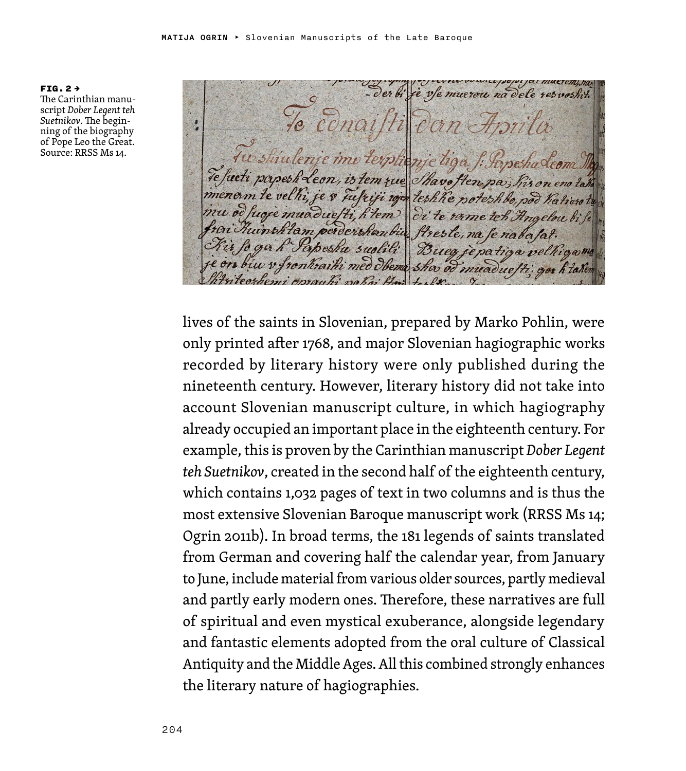**FIG. 2 →**
The Carinthian manuscript *Dober Legent teh Suetnikov*. The beginning of the biography of Pope Leo the Great. Source: RRSS Ms 14.

lives of the saints in Slovenian, prepared by Marko Pohlin, were only printed after 1768, and major Slovenian hagiographic works recorded by literary history were only published during the nineteenth century. However, literary history did not take into account Slovenian manuscript culture, in which hagiography already occupied an important place in the eighteenth century. For example, this is proven by the Carinthian manuscript *Dober Legent teh Suetnikov*, created in the second half of the eighteenth century, which contains 1,032 pages of text in two columns and is thus the most extensive Slovenian Baroque manuscript work (RRSS Ms 14; Ogrin 2011b). In broad terms, the 181 legends of saints translated from German and covering half the calendar year, from January to June, include material from various older sources, partly medieval and partly early modern ones. Therefore, these narratives are full of spiritual and even mystical exuberance, alongside legendary and fantastic elements adopted from the oral culture of Classical Antiquity and the Middle Ages. All this combined strongly enhances the literary nature of hagiographies.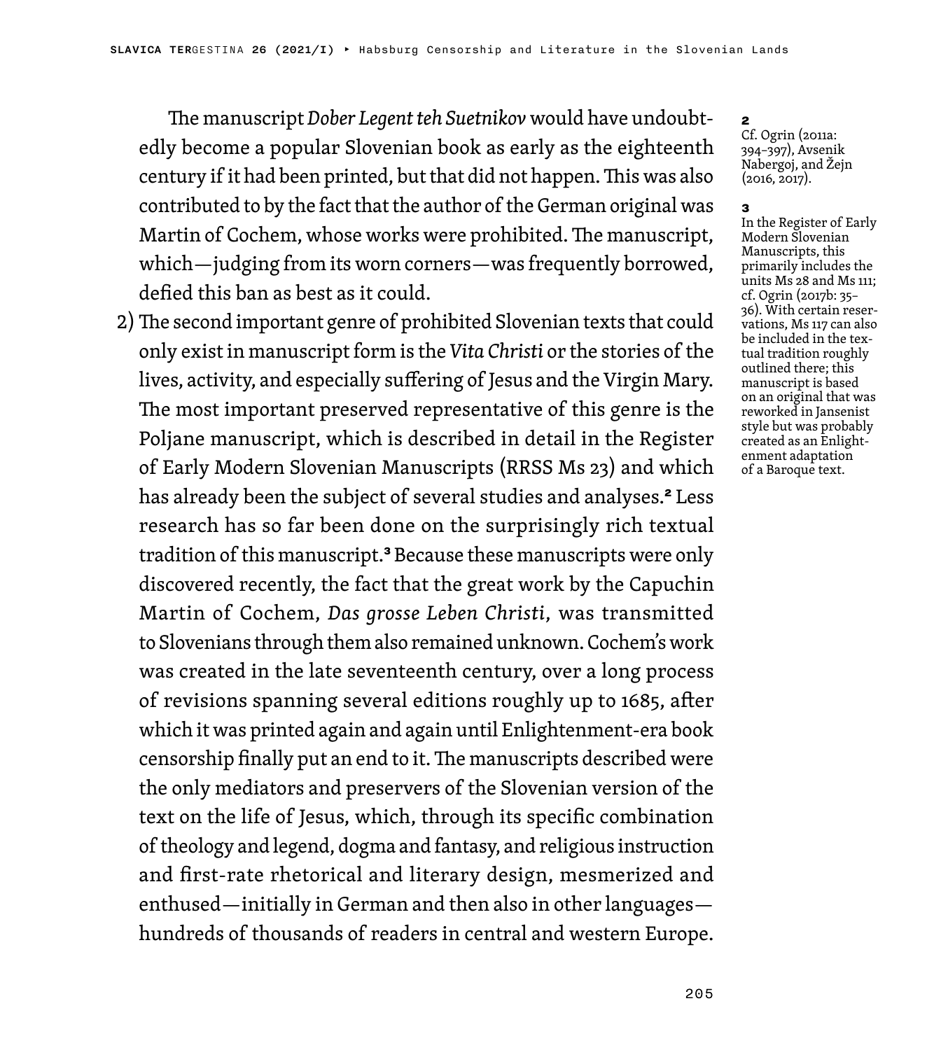The manuscript *Dober Legent teh Suetnikov* would have undoubtedly become a popular Slovenian book as early as the eighteenth century if it had been printed, but that did not happen. This was also contributed to by the fact that the author of the German original was Martin of Cochem, whose works were prohibited. The manuscript, which—judging from its worn corners—was frequently borrowed, defied this ban as best as it could.

2) The second important genre of prohibited Slovenian texts that could only exist in manuscript form is the *Vita Christi* or the stories of the lives, activity, and especially suffering of Jesus and the Virgin Mary. The most important preserved representative of this genre is the Poljane manuscript, which is described in detail in the Register of Early Modern Slovenian Manuscripts (RRSS Ms 23) and which has already been the subject of several studies and analyses.[2] Less research has so far been done on the surprisingly rich textual tradition of this manuscript.[3] Because these manuscripts were only discovered recently, the fact that the great work by the Capuchin Martin of Cochem, *Das grosse Leben Christi*, was transmitted to Slovenians through them also remained unknown. Cochem's work was created in the late seventeenth century, over a long process of revisions spanning several editions roughly up to 1685, after which it was printed again and again until Enlightenment-era book censorship finally put an end to it. The manuscripts described were the only mediators and preservers of the Slovenian version of the text on the life of Jesus, which, through its specific combination of theology and legend, dogma and fantasy, and religious instruction and first-rate rhetorical and literary design, mesmerized and enthused—initially in German and then also in other languages—hundreds of thousands of readers in central and western Europe.

---

**2**
Cf. Ogrin (2011a: 394–397), Avsenik Nabergoj, and Žejn (2016, 2017).

**3**
In the Register of Early Modern Slovenian Manuscripts, this primarily includes the units Ms 28 and Ms 111; cf. Ogrin (2017b: 35–36). With certain reservations, Ms 117 can also be included in the textual tradition roughly outlined there; this manuscript is based on an original that was reworked in Jansenist style but was probably created as an Enlightenment adaptation of a Baroque text.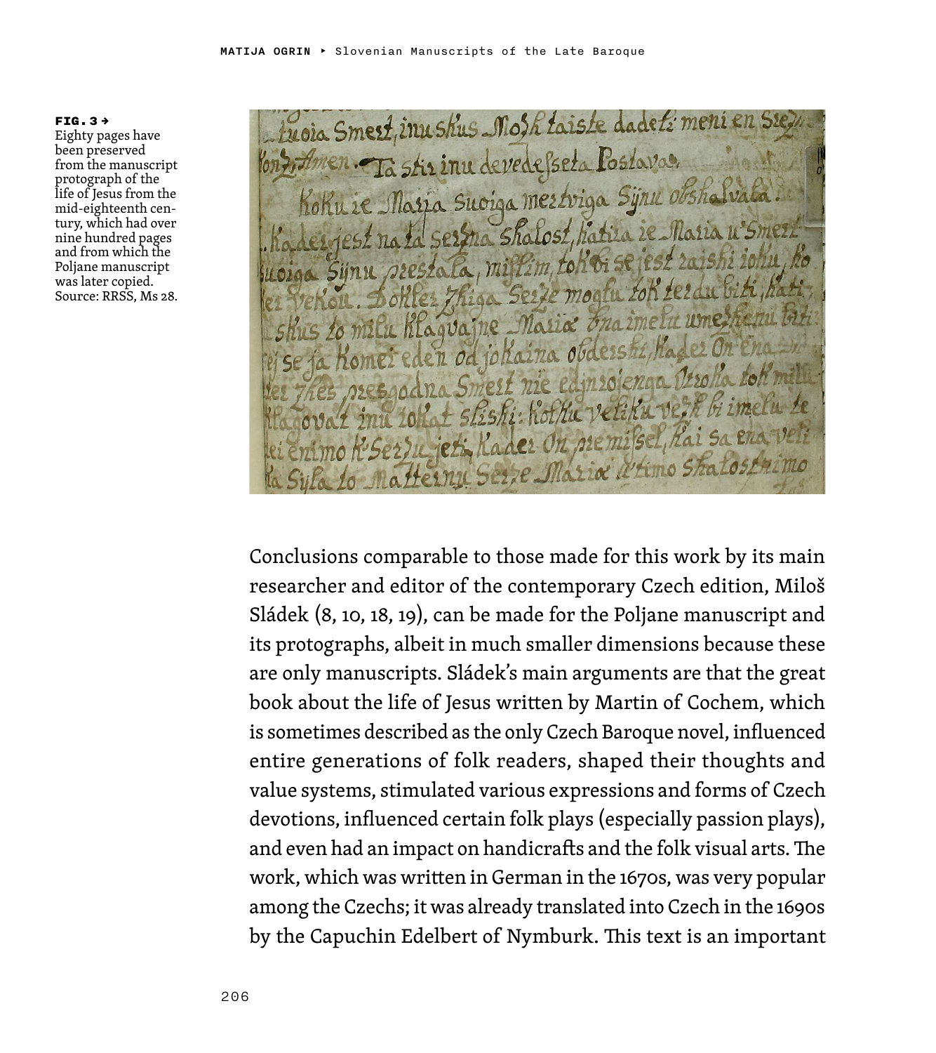**FIG. 3 →** Eighty pages have been preserved from the manuscript protograph of the life of Jesus from the mid-eighteenth century, which had over nine hundred pages and from which the Poljane manuscript was later copied. Source: RRSS, Ms 28.

Conclusions comparable to those made for this work by its main researcher and editor of the contemporary Czech edition, Miloš Sládek (8, 10, 18, 19), can be made for the Poljane manuscript and its protographs, albeit in much smaller dimensions because these are only manuscripts. Sládek's main arguments are that the great book about the life of Jesus written by Martin of Cochem, which is sometimes described as the only Czech Baroque novel, influenced entire generations of folk readers, shaped their thoughts and value systems, stimulated various expressions and forms of Czech devotions, influenced certain folk plays (especially passion plays), and even had an impact on handicrafts and the folk visual arts. The work, which was written in German in the 1670s, was very popular among the Czechs; it was already translated into Czech in the 1690s by the Capuchin Edelbert of Nymburk. This text is an important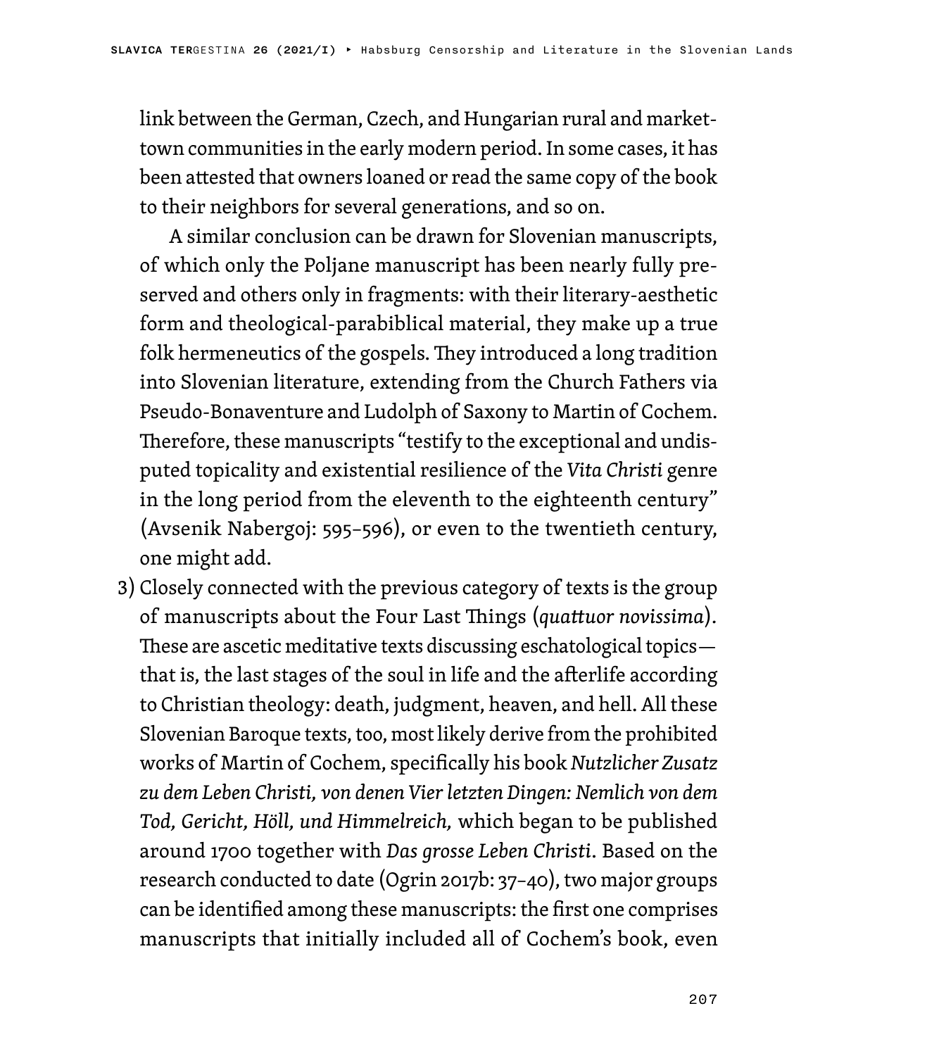link between the German, Czech, and Hungarian rural and market-town communities in the early modern period. In some cases, it has been attested that owners loaned or read the same copy of the book to their neighbors for several generations, and so on.

A similar conclusion can be drawn for Slovenian manuscripts, of which only the Poljane manuscript has been nearly fully preserved and others only in fragments: with their literary-aesthetic form and theological-parabiblical material, they make up a true folk hermeneutics of the gospels. They introduced a long tradition into Slovenian literature, extending from the Church Fathers via Pseudo-Bonaventure and Ludolph of Saxony to Martin of Cochem. Therefore, these manuscripts "testify to the exceptional and undisputed topicality and existential resilience of the *Vita Christi* genre in the long period from the eleventh to the eighteenth century" (Avsenik Nabergoj: 595–596), or even to the twentieth century, one might add.

3) Closely connected with the previous category of texts is the group of manuscripts about the Four Last Things (*quattuor novissima*). These are ascetic meditative texts discussing eschatological topics—that is, the last stages of the soul in life and the afterlife according to Christian theology: death, judgment, heaven, and hell. All these Slovenian Baroque texts, too, most likely derive from the prohibited works of Martin of Cochem, specifically his book *Nutzlicher Zusatz zu dem Leben Christi, von denen Vier letzten Dingen: Nemlich von dem Tod, Gericht, Höll, und Himmelreich,* which began to be published around 1700 together with *Das grosse Leben Christi*. Based on the research conducted to date (Ogrin 2017b: 37–40), two major groups can be identified among these manuscripts: the first one comprises manuscripts that initially included all of Cochem's book, even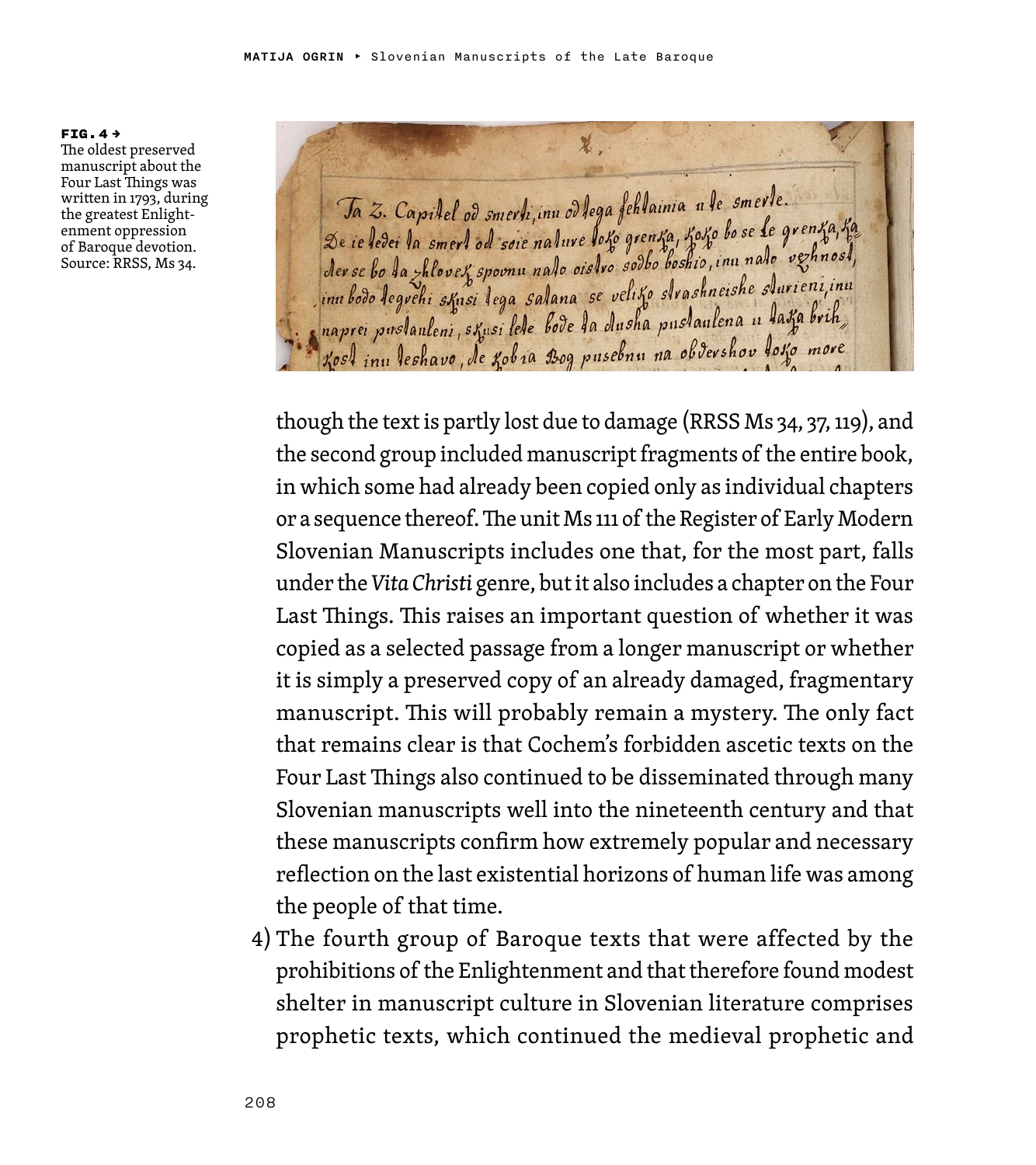**FIG. 4 →**
The oldest preserved manuscript about the Four Last Things was written in 1793, during the greatest Enlightenment oppression of Baroque devotion. Source: RRSS, Ms 34.

though the text is partly lost due to damage (RRSS Ms 34, 37, 119), and the second group included manuscript fragments of the entire book, in which some had already been copied only as individual chapters or a sequence thereof. The unit Ms 111 of the Register of Early Modern Slovenian Manuscripts includes one that, for the most part, falls under the *Vita Christi* genre, but it also includes a chapter on the Four Last Things. This raises an important question of whether it was copied as a selected passage from a longer manuscript or whether it is simply a preserved copy of an already damaged, fragmentary manuscript. This will probably remain a mystery. The only fact that remains clear is that Cochem's forbidden ascetic texts on the Four Last Things also continued to be disseminated through many Slovenian manuscripts well into the nineteenth century and that these manuscripts confirm how extremely popular and necessary reflection on the last existential horizons of human life was among the people of that time.

4) The fourth group of Baroque texts that were affected by the prohibitions of the Enlightenment and that therefore found modest shelter in manuscript culture in Slovenian literature comprises prophetic texts, which continued the medieval prophetic and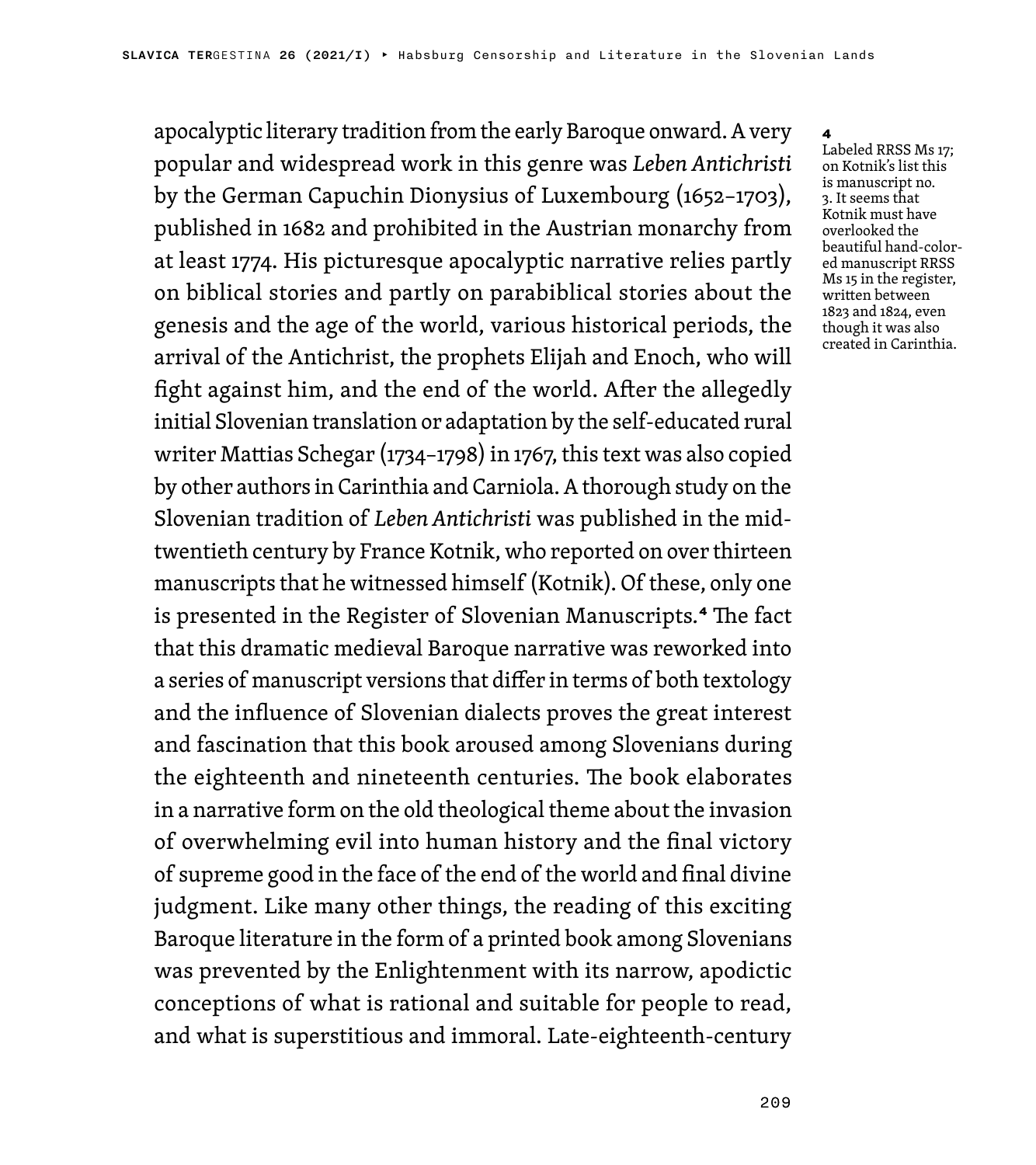apocalyptic literary tradition from the early Baroque onward. A very popular and widespread work in this genre was *Leben Antichristi* by the German Capuchin Dionysius of Luxembourg (1652–1703), published in 1682 and prohibited in the Austrian monarchy from at least 1774. His picturesque apocalyptic narrative relies partly on biblical stories and partly on parabiblical stories about the genesis and the age of the world, various historical periods, the arrival of the Antichrist, the prophets Elijah and Enoch, who will fight against him, and the end of the world. After the allegedly initial Slovenian translation or adaptation by the self-educated rural writer Mattias Schegar (1734–1798) in 1767, this text was also copied by other authors in Carinthia and Carniola. A thorough study on the Slovenian tradition of *Leben Antichristi* was published in the mid-twentieth century by France Kotnik, who reported on over thirteen manuscripts that he witnessed himself (Kotnik). Of these, only one is presented in the Register of Slovenian Manuscripts.[4] The fact that this dramatic medieval Baroque narrative was reworked into a series of manuscript versions that differ in terms of both textology and the influence of Slovenian dialects proves the great interest and fascination that this book aroused among Slovenians during the eighteenth and nineteenth centuries. The book elaborates in a narrative form on the old theological theme about the invasion of overwhelming evil into human history and the final victory of supreme good in the face of the end of the world and final divine judgment. Like many other things, the reading of this exciting Baroque literature in the form of a printed book among Slovenians was prevented by the Enlightenment with its narrow, apodictic conceptions of what is rational and suitable for people to read, and what is superstitious and immoral. Late-eighteenth-century

[4] Labeled RRSS Ms 17; on Kotnik's list this is manuscript no. 3. It seems that Kotnik must have overlooked the beautiful hand-colored manuscript RRSS Ms 15 in the register, written between 1823 and 1824, even though it was also created in Carinthia.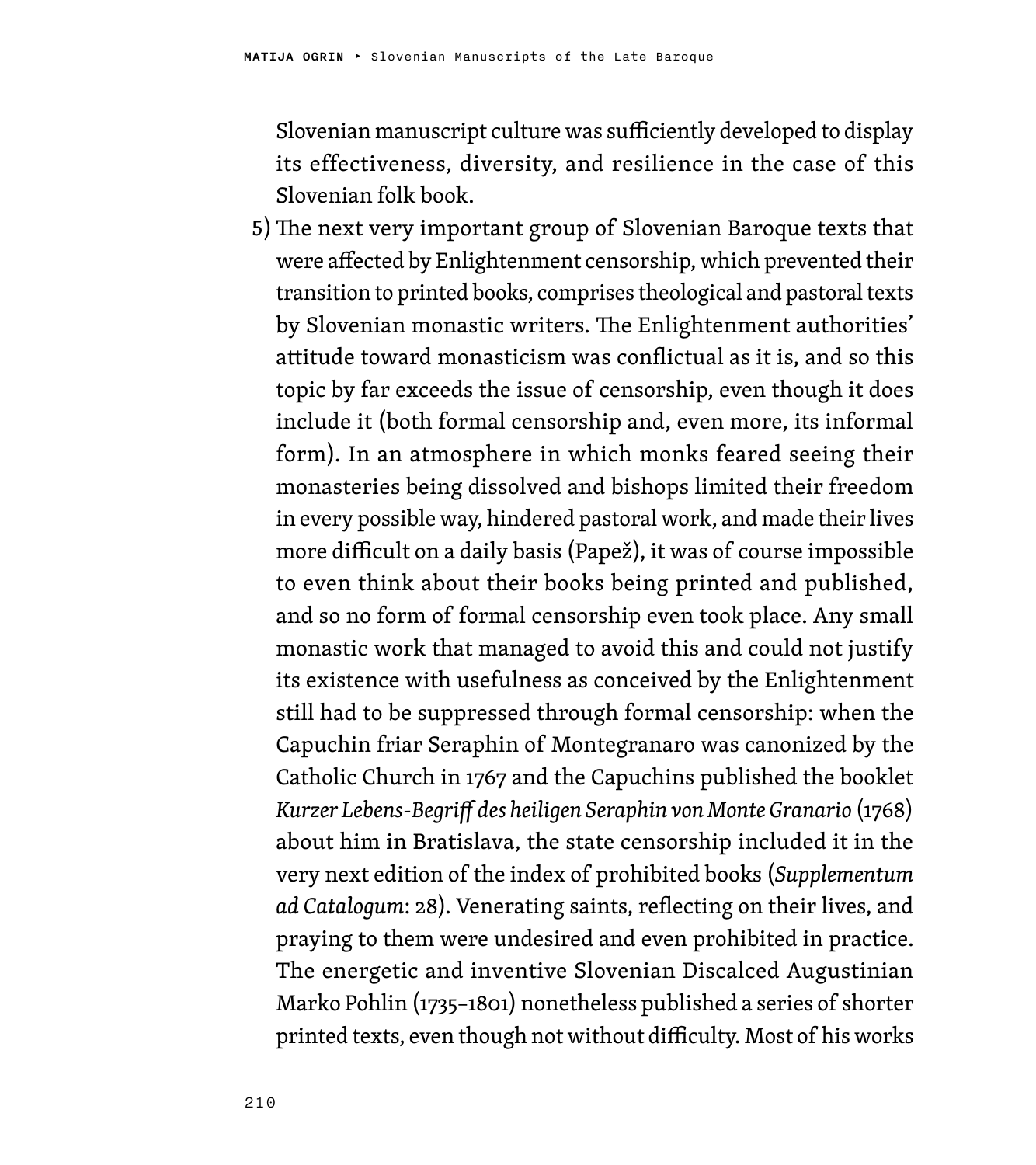Slovenian manuscript culture was sufficiently developed to display its effectiveness, diversity, and resilience in the case of this Slovenian folk book.

5) The next very important group of Slovenian Baroque texts that were affected by Enlightenment censorship, which prevented their transition to printed books, comprises theological and pastoral texts by Slovenian monastic writers. The Enlightenment authorities' attitude toward monasticism was conflictual as it is, and so this topic by far exceeds the issue of censorship, even though it does include it (both formal censorship and, even more, its informal form). In an atmosphere in which monks feared seeing their monasteries being dissolved and bishops limited their freedom in every possible way, hindered pastoral work, and made their lives more difficult on a daily basis (Papež), it was of course impossible to even think about their books being printed and published, and so no form of formal censorship even took place. Any small monastic work that managed to avoid this and could not justify its existence with usefulness as conceived by the Enlightenment still had to be suppressed through formal censorship: when the Capuchin friar Seraphin of Montegranaro was canonized by the Catholic Church in 1767 and the Capuchins published the booklet *Kurzer Lebens-Begriff des heiligen Seraphin von Monte Granario* (1768) about him in Bratislava, the state censorship included it in the very next edition of the index of prohibited books (*Supplementum ad Catalogum*: 28). Venerating saints, reflecting on their lives, and praying to them were undesired and even prohibited in practice. The energetic and inventive Slovenian Discalced Augustinian Marko Pohlin (1735–1801) nonetheless published a series of shorter printed texts, even though not without difficulty. Most of his works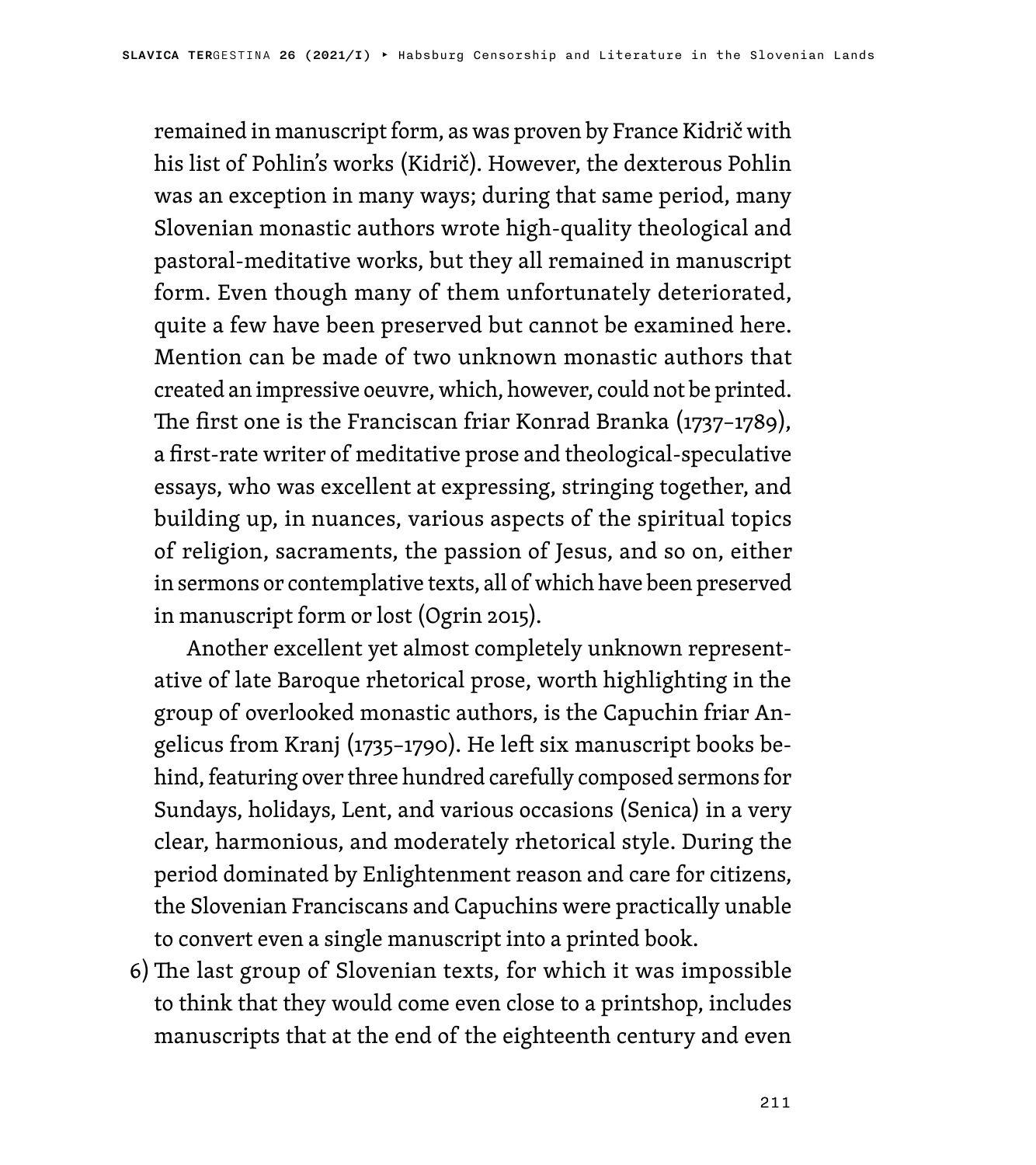remained in manuscript form, as was proven by France Kidrič with his list of Pohlin's works (Kidrič). However, the dexterous Pohlin was an exception in many ways; during that same period, many Slovenian monastic authors wrote high-quality theological and pastoral-meditative works, but they all remained in manuscript form. Even though many of them unfortunately deteriorated, quite a few have been preserved but cannot be examined here. Mention can be made of two unknown monastic authors that created an impressive oeuvre, which, however, could not be printed. The first one is the Franciscan friar Konrad Branka (1737–1789), a first-rate writer of meditative prose and theological-speculative essays, who was excellent at expressing, stringing together, and building up, in nuances, various aspects of the spiritual topics of religion, sacraments, the passion of Jesus, and so on, either in sermons or contemplative texts, all of which have been preserved in manuscript form or lost (Ogrin 2015).

Another excellent yet almost completely unknown representative of late Baroque rhetorical prose, worth highlighting in the group of overlooked monastic authors, is the Capuchin friar Angelicus from Kranj (1735–1790). He left six manuscript books behind, featuring over three hundred carefully composed sermons for Sundays, holidays, Lent, and various occasions (Senica) in a very clear, harmonious, and moderately rhetorical style. During the period dominated by Enlightenment reason and care for citizens, the Slovenian Franciscans and Capuchins were practically unable to convert even a single manuscript into a printed book.

6) The last group of Slovenian texts, for which it was impossible to think that they would come even close to a printshop, includes manuscripts that at the end of the eighteenth century and even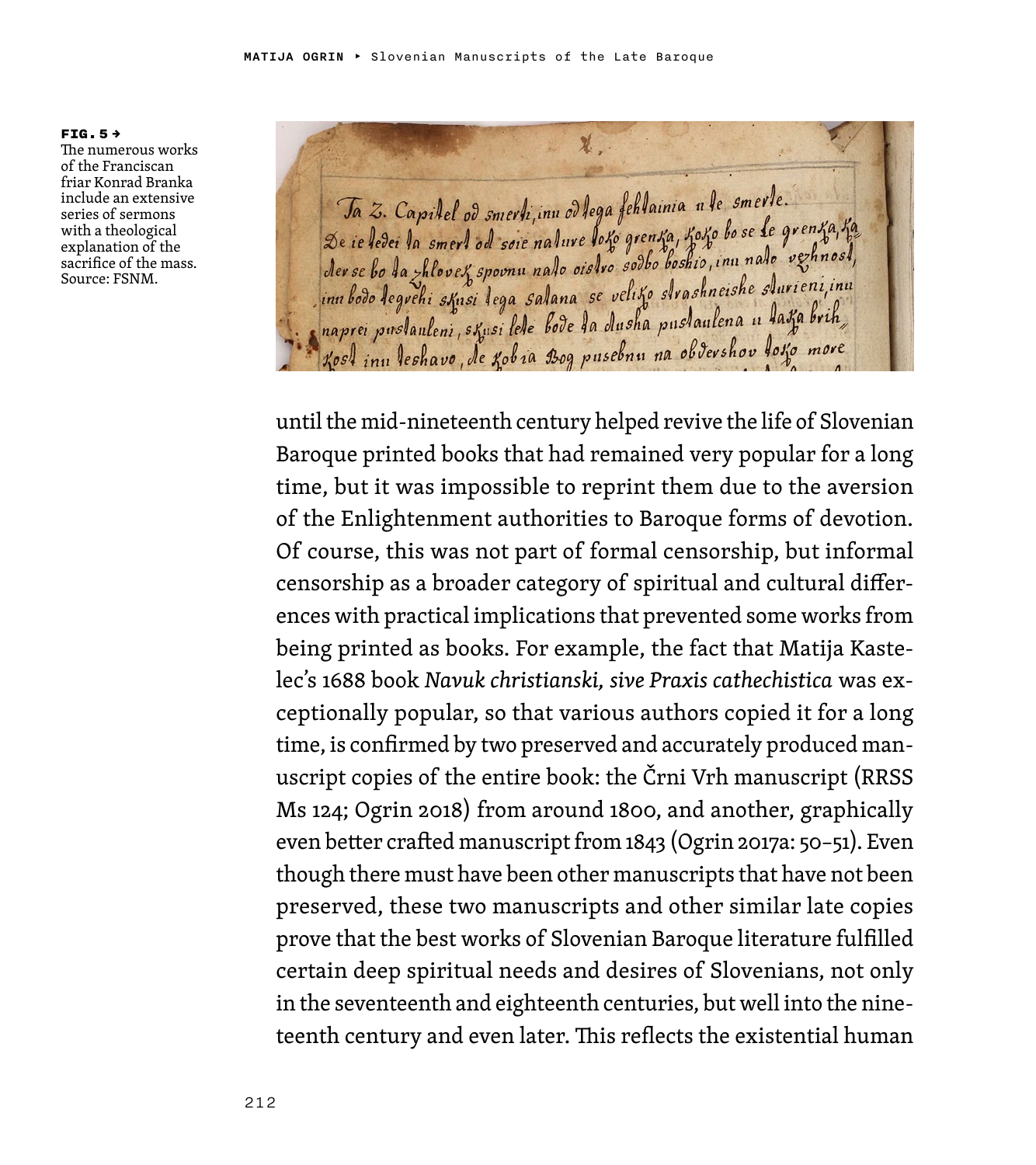**FIG. 5 →**
The numerous works of the Franciscan friar Konrad Branka include an extensive series of sermons with a theological explanation of the sacrifice of the mass. Source: FSNM.

until the mid-nineteenth century helped revive the life of Slovenian Baroque printed books that had remained very popular for a long time, but it was impossible to reprint them due to the aversion of the Enlightenment authorities to Baroque forms of devotion. Of course, this was not part of formal censorship, but informal censorship as a broader category of spiritual and cultural differences with practical implications that prevented some works from being printed as books. For example, the fact that Matija Kastelec's 1688 book *Navuk christianski, sive Praxis cathechistica* was exceptionally popular, so that various authors copied it for a long time, is confirmed by two preserved and accurately produced manuscript copies of the entire book: the Črni Vrh manuscript (RRSS Ms 124; Ogrin 2018) from around 1800, and another, graphically even better crafted manuscript from 1843 (Ogrin 2017a: 50–51). Even though there must have been other manuscripts that have not been preserved, these two manuscripts and other similar late copies prove that the best works of Slovenian Baroque literature fulfilled certain deep spiritual needs and desires of Slovenians, not only in the seventeenth and eighteenth centuries, but well into the nineteenth century and even later. This reflects the existential human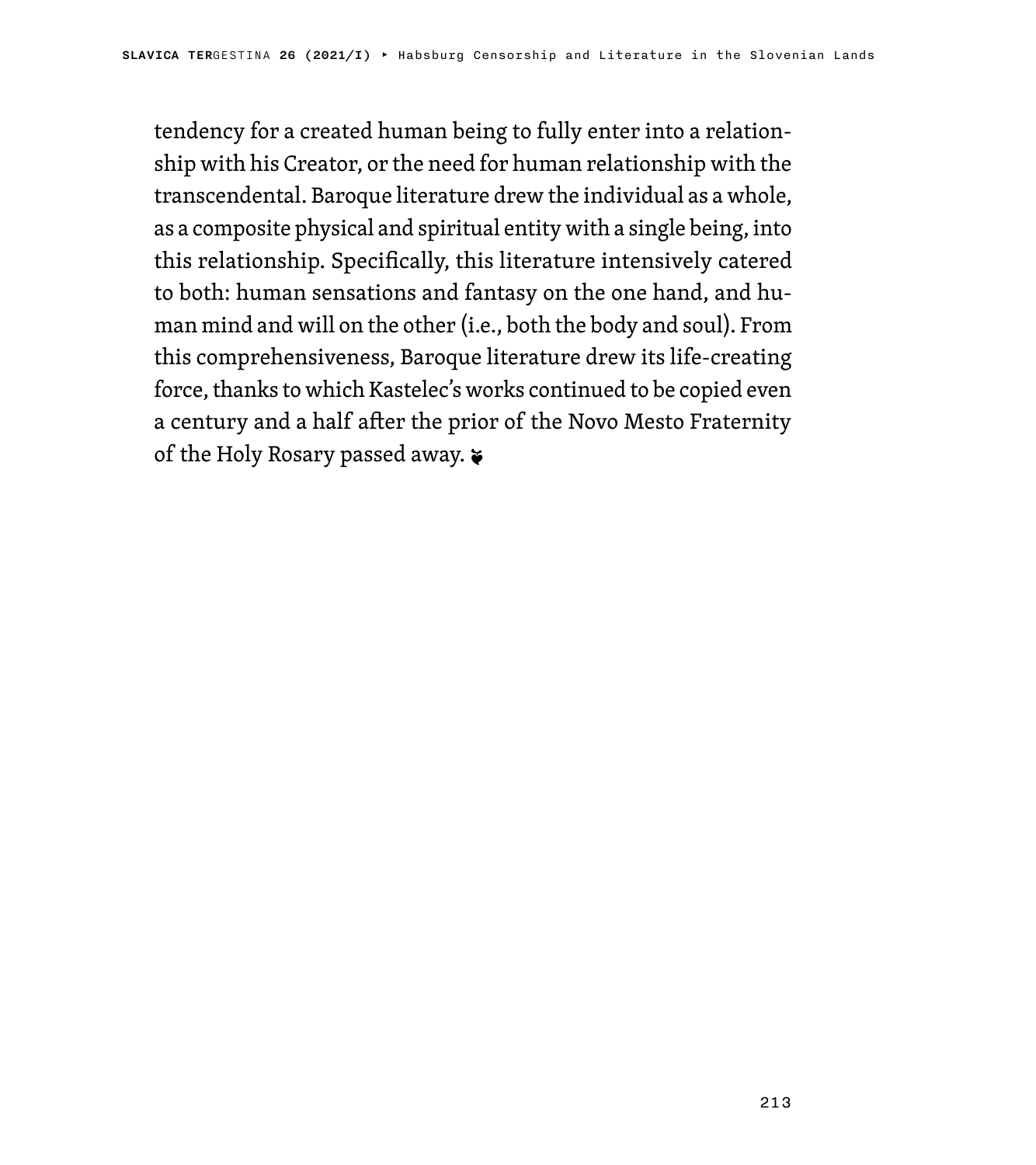tendency for a created human being to fully enter into a relationship with his Creator, or the need for human relationship with the transcendental. Baroque literature drew the individual as a whole, as a composite physical and spiritual entity with a single being, into this relationship. Specifically, this literature intensively catered to both: human sensations and fantasy on the one hand, and human mind and will on the other (i.e., both the body and soul). From this comprehensiveness, Baroque literature drew its life-creating force, thanks to which Kastelec's works continued to be copied even a century and a half after the prior of the Novo Mesto Fraternity of the Holy Rosary passed away. ❦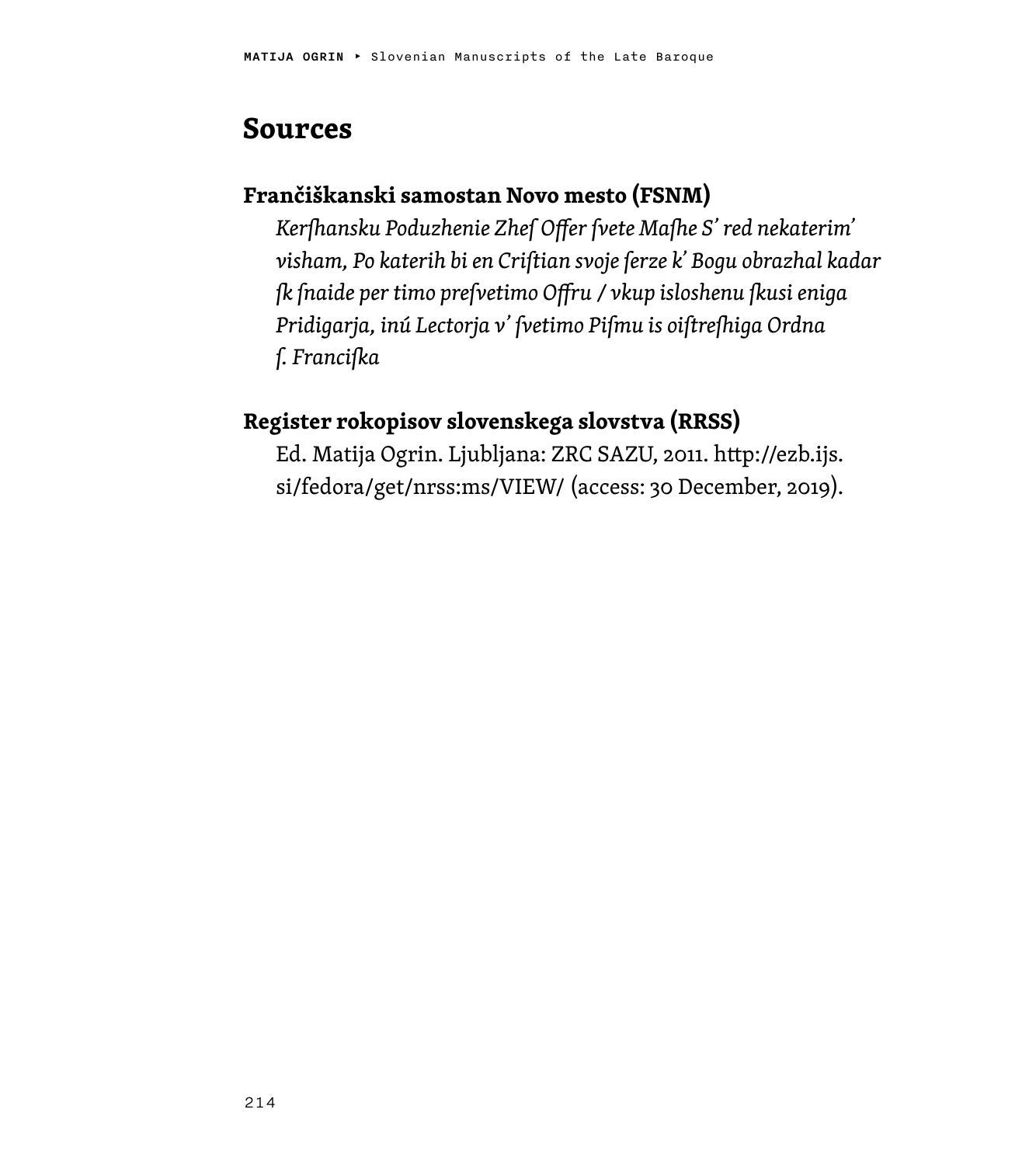## Sources

### Frančiškanski samostan Novo mesto (FSNM)

*Kerſhansku Poduzhenie Zheſ Offer ſvete Maſhe S' red nekaterim' visham, Po katerih bi en Criſtian svoje ſerze k' Bogu obrazhal kadar ſk ſnaide per timo preſvetimo Offru / vkup isloshenu ſkusi eniga Pridigarja, inú Lectorja v' ſvetimo Piſmu is oiſtreſhiga Ordna ſ. Franciſka*

### Register rokopisov slovenskega slovstva (RRSS)

Ed. Matija Ogrin. Ljubljana: ZRC SAZU, 2011. http://ezb.ijs.si/fedora/get/nrss:ms/VIEW/ (access: 30 December, 2019).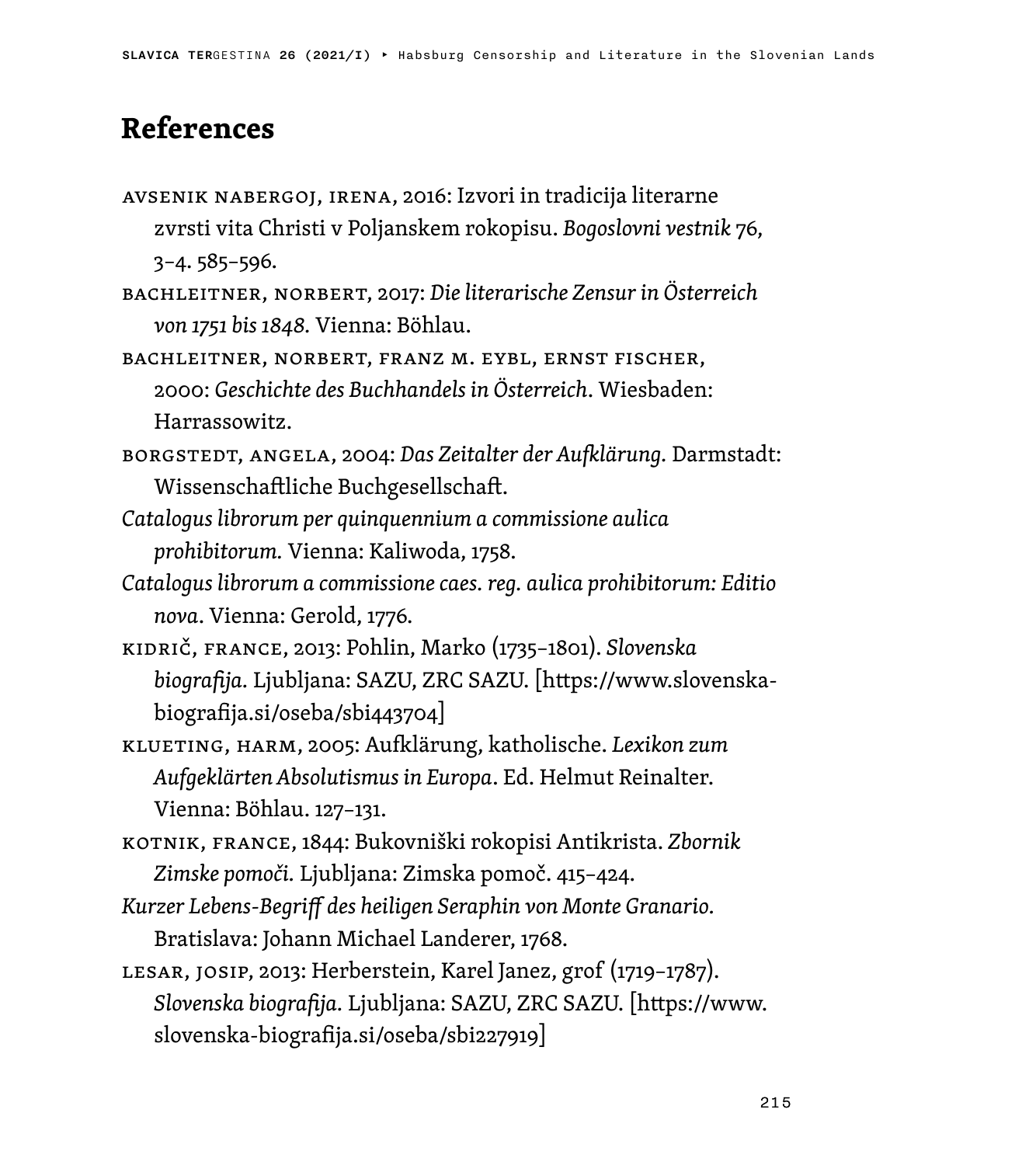## References

AVSENIK NABERGOJ, IRENA, 2016: Izvori in tradicija literarne zvrsti vita Christi v Poljanskem rokopisu. *Bogoslovni vestnik* 76, 3–4. 585–596.

BACHLEITNER, NORBERT, 2017: *Die literarische Zensur in Österreich von 1751 bis 1848.* Vienna: Böhlau.

BACHLEITNER, NORBERT, FRANZ M. EYBL, ERNST FISCHER, 2000: *Geschichte des Buchhandels in Österreich*. Wiesbaden: Harrassowitz.

BORGSTEDT, ANGELA, 2004: *Das Zeitalter der Aufklärung.* Darmstadt: Wissenschaftliche Buchgesellschaft.

*Catalogus librorum per quinquennium a commissione aulica prohibitorum.* Vienna: Kaliwoda, 1758.

*Catalogus librorum a commissione caes. reg. aulica prohibitorum: Editio nova*. Vienna: Gerold, 1776.

KIDRIČ, FRANCE, 2013: Pohlin, Marko (1735–1801). *Slovenska biografija.* Ljubljana: SAZU, ZRC SAZU. [https://www.slovenska-biografija.si/oseba/sbi443704]

KLUETING, HARM, 2005: Aufklärung, katholische. *Lexikon zum Aufgeklärten Absolutismus in Europa*. Ed. Helmut Reinalter. Vienna: Böhlau. 127–131.

KOTNIK, FRANCE, 1844: Bukovniški rokopisi Antikrista. *Zbornik Zimske pomoči.* Ljubljana: Zimska pomoč. 415–424.

*Kurzer Lebens-Begriff des heiligen Seraphin von Monte Granario.* Bratislava: Johann Michael Landerer, 1768.

LESAR, JOSIP, 2013: Herberstein, Karel Janez, grof (1719–1787). *Slovenska biografija.* Ljubljana: SAZU, ZRC SAZU. [https://www.slovenska-biografija.si/oseba/sbi227919]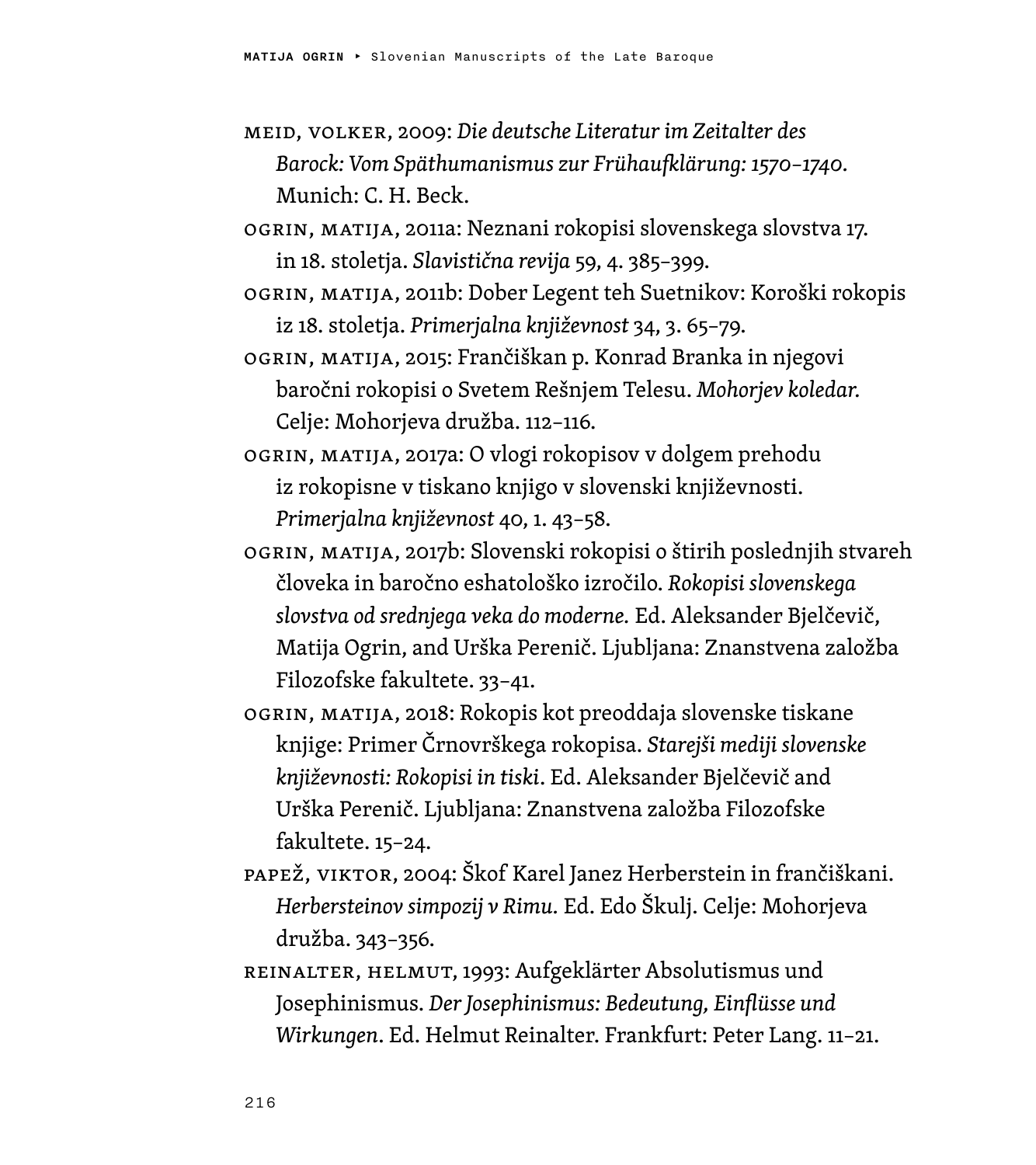Meid, Volker, 2009: *Die deutsche Literatur im Zeitalter des Barock: Vom Späthumanismus zur Frühaufklärung: 1570–1740*. Munich: C. H. Beck.

Ogrin, Matija, 2011a: Neznani rokopisi slovenskega slovstva 17. in 18. stoletja. *Slavistična revija* 59, 4. 385–399.

Ogrin, Matija, 2011b: Dober Legent teh Suetnikov: Koroški rokopis iz 18. stoletja. *Primerjalna književnost* 34, 3. 65–79.

Ogrin, Matija, 2015: Frančiškan p. Konrad Branka in njegovi baročni rokopisi o Svetem Rešnjem Telesu. *Mohorjev koledar.* Celje: Mohorjeva družba. 112–116.

Ogrin, Matija, 2017a: O vlogi rokopisov v dolgem prehodu iz rokopisne v tiskano knjigo v slovenski književnosti. *Primerjalna književnost* 40, 1. 43–58.

Ogrin, Matija, 2017b: Slovenski rokopisi o štirih poslednjih stvareh človeka in baročno eshatološko izročilo. *Rokopisi slovenskega slovstva od srednjega veka do moderne.* Ed. Aleksander Bjelčevič, Matija Ogrin, and Urška Perenič. Ljubljana: Znanstvena založba Filozofske fakultete. 33–41.

Ogrin, Matija, 2018: Rokopis kot preoddaja slovenske tiskane knjige: Primer Črnovrškega rokopisa. *Starejši mediji slovenske književnosti: Rokopisi in tiski*. Ed. Aleksander Bjelčevič and Urška Perenič. Ljubljana: Znanstvena založba Filozofske fakultete. 15–24.

Papež, Viktor, 2004: Škof Karel Janez Herberstein in frančiškani. *Herbersteinov simpozij v Rimu.* Ed. Edo Škulj. Celje: Mohorjeva družba. 343–356.

Reinalter, Helmut, 1993: Aufgeklärter Absolutismus und Josephinismus. *Der Josephinismus: Bedeutung, Einflüsse und Wirkungen*. Ed. Helmut Reinalter. Frankfurt: Peter Lang. 11–21.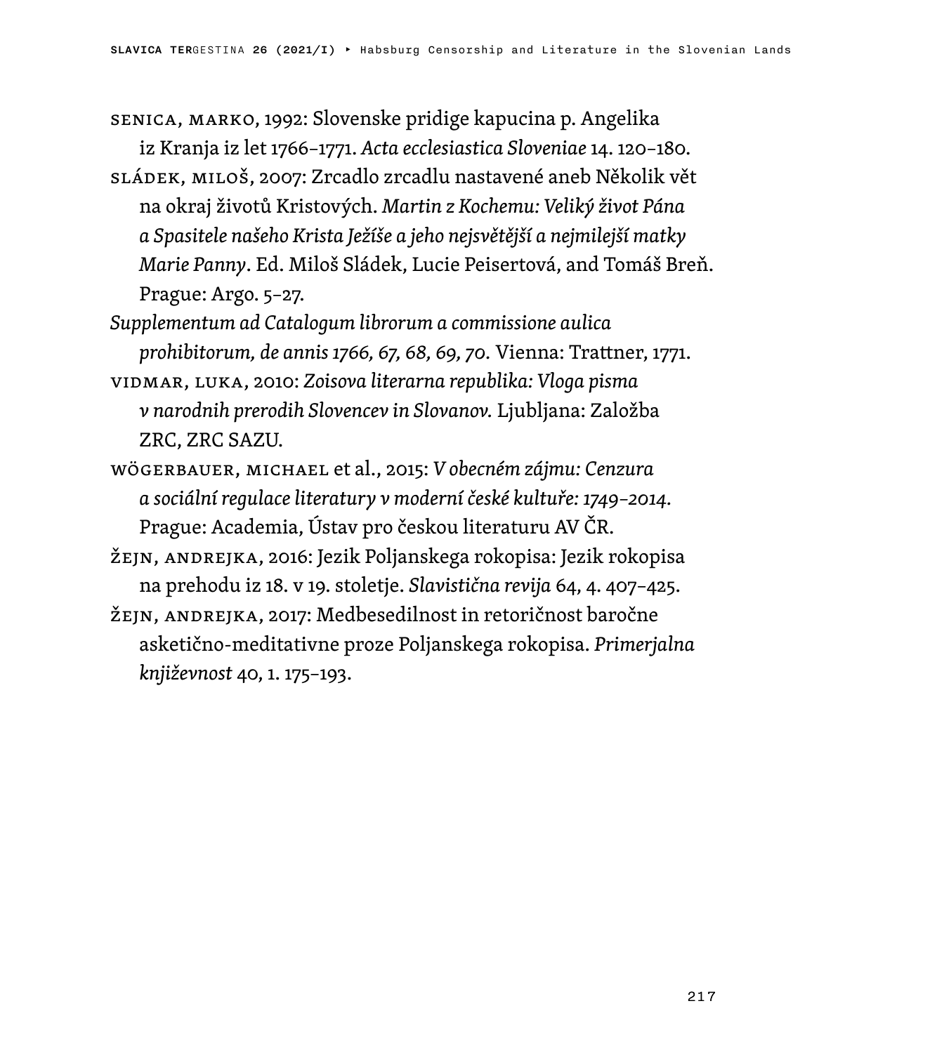Senica, Marko, 1992: Slovenske pridige kapucina p. Angelika iz Kranja iz let 1766–1771. *Acta ecclesiastica Sloveniae* 14. 120–180.

Sládek, Miloš, 2007: Zrcadlo zrcadlu nastavené aneb Několik vět na okraj životů Kristových. *Martin z Kochemu: Veliký život Pána a Spasitele našeho Krista Ježíše a jeho nejsvětější a nejmilejší matky Marie Panny*. Ed. Miloš Sládek, Lucie Peisertová, and Tomáš Breň. Prague: Argo. 5–27.

*Supplementum ad Catalogum librorum a commissione aulica prohibitorum, de annis 1766, 67, 68, 69, 70*. Vienna: Trattner, 1771.

Vidmar, Luka, 2010: *Zoisova literarna republika: Vloga pisma v narodnih prerodih Slovencev in Slovanov.* Ljubljana: Založba ZRC, ZRC SAZU.

Wögerbauer, Michael et al., 2015: *V obecném zájmu: Cenzura a sociální regulace literatury v moderní české kultuře: 1749–2014.* Prague: Academia, Ústav pro českou literaturu AV ČR.

Žejn, Andrejka, 2016: Jezik Poljanskega rokopisa: Jezik rokopisa na prehodu iz 18. v 19. stoletje. *Slavistična revija* 64, 4. 407–425.

Žejn, Andrejka, 2017: Medbesedilnost in retoričnost baročne asketično-meditativne proze Poljanskega rokopisa. *Primerjalna književnost* 40, 1. 175–193.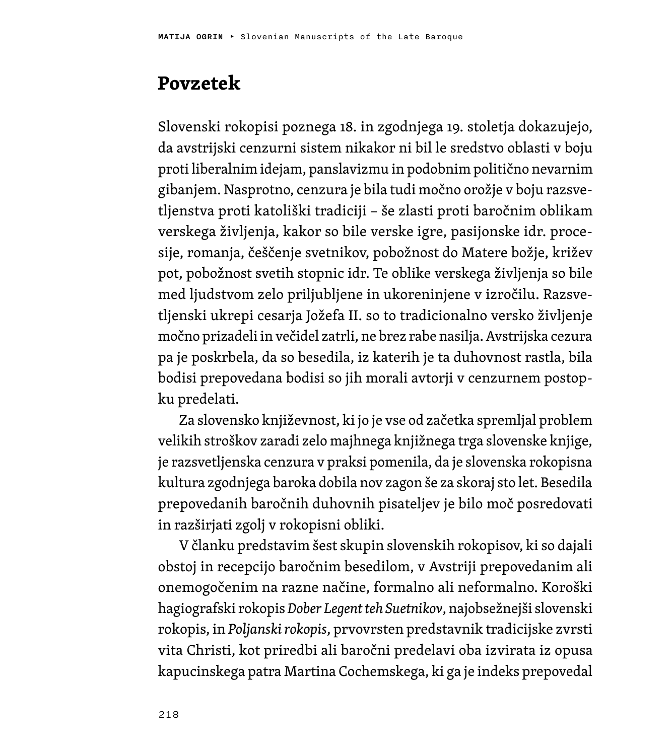# Povzetek

Slovenski rokopisi poznega 18. in zgodnjega 19. stoletja dokazujejo, da avstrijski cenzurni sistem nikakor ni bil le sredstvo oblasti v boju proti liberalnim idejam, panslavizmu in podobnim politično nevarnim gibanjem. Nasprotno, cenzura je bila tudi močno orožje v boju razsvetljenstva proti katoliški tradiciji – še zlasti proti baročnim oblikam verskega življenja, kakor so bile verske igre, pasijonske idr. procesije, romanja, češčenje svetnikov, pobožnost do Matere božje, križev pot, pobožnost svetih stopnic idr. Te oblike verskega življenja so bile med ljudstvom zelo priljubljene in ukoreninjene v izročilu. Razsvetljenski ukrepi cesarja Jožefa II. so to tradicionalno versko življenje močno prizadeli in večidel zatrli, ne brez rabe nasilja. Avstrijska cezura pa je poskrbela, da so besedila, iz katerih je ta duhovnost rastla, bila bodisi prepovedana bodisi so jih morali avtorji v cenzurnem postopku predelati.

Za slovensko književnost, ki jo je vse od začetka spremljal problem velikih stroškov zaradi zelo majhnega knjižnega trga slovenske knjige, je razsvetljenska cenzura v praksi pomenila, da je slovenska rokopisna kultura zgodnjega baroka dobila nov zagon še za skoraj sto let. Besedila prepovedanih baročnih duhovnih pisateljev je bilo moč posredovati in razširjati zgolj v rokopisni obliki.

V članku predstavim šest skupin slovenskih rokopisov, ki so dajali obstoj in recepcijo baročnim besedilom, v Avstriji prepovedanim ali onemogočenim na razne načine, formalno ali neformalno. Koroški hagiografski rokopis *Dober Legent teh Suetnikov*, najobsežnejši slovenski rokopis, in *Poljanski rokopis*, prvovrsten predstavnik tradicijske zvrsti vita Christi, kot priredbi ali baročni predelavi oba izvirata iz opusa kapucinskega patra Martina Cochemskega, ki ga je indeks prepovedal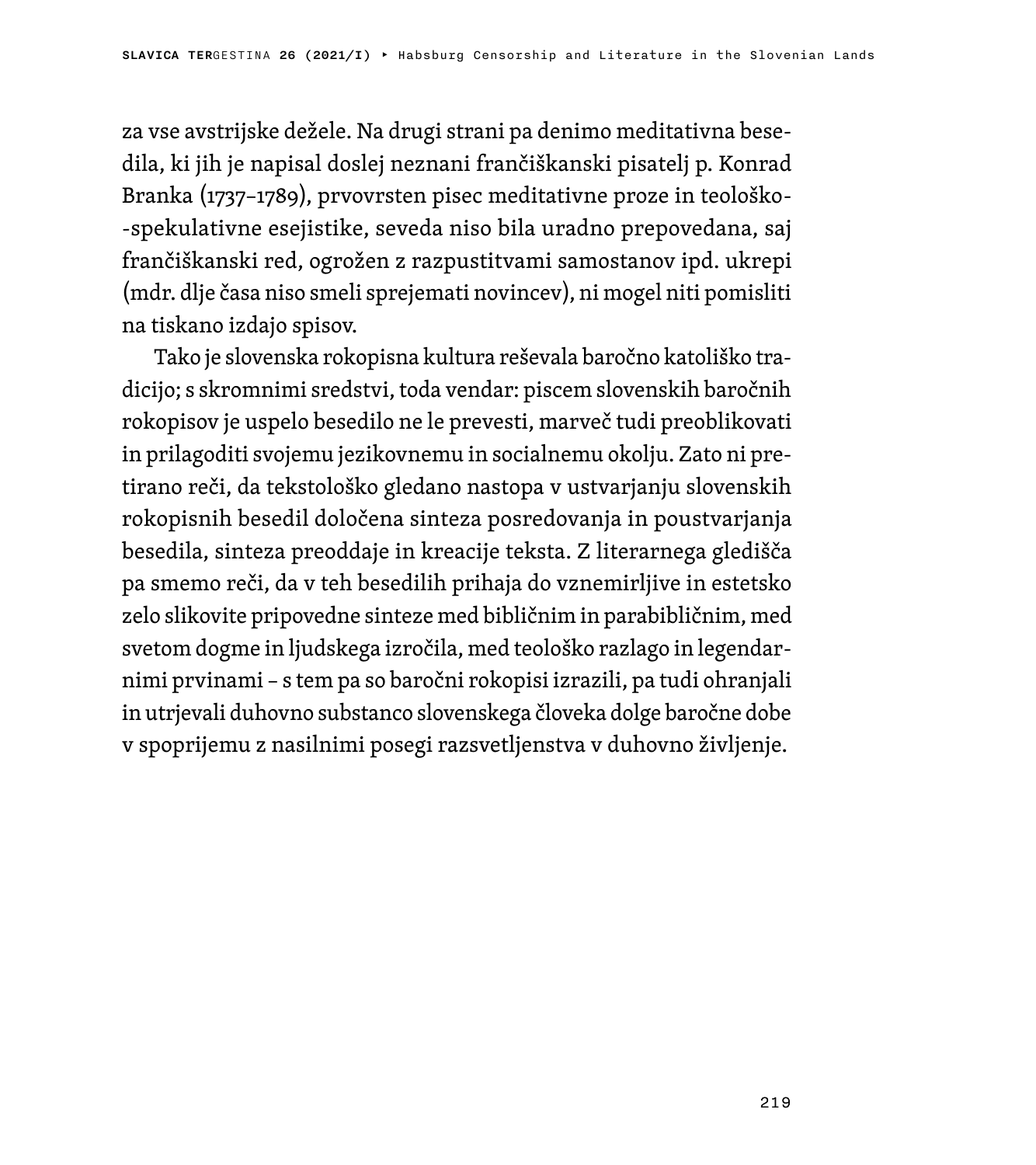za vse avstrijske dežele. Na drugi strani pa denimo meditativna besedila, ki jih je napisal doslej neznani frančiškanski pisatelj p. Konrad Branka (1737–1789), prvovrsten pisec meditativne proze in teološko-spekulativne esejistike, seveda niso bila uradno prepovedana, saj frančiškanski red, ogrožen z razpustitvami samostanov ipd. ukrepi (mdr. dlje časa niso smeli sprejemati novincev), ni mogel niti pomisliti na tiskano izdajo spisov.

Tako je slovenska rokopisna kultura reševala baročno katoliško tradicijo; s skromnimi sredstvi, toda vendar: piscem slovenskih baročnih rokopisov je uspelo besedilo ne le prevesti, marveč tudi preoblikovati in prilagoditi svojemu jezikovnemu in socialnemu okolju. Zato ni pretirano reči, da tekstološko gledano nastopa v ustvarjanju slovenskih rokopisnih besedil določena sinteza posredovanja in poustvarjanja besedila, sinteza preoddaje in kreacije teksta. Z literarnega gledišča pa smemo reči, da v teh besedilih prihaja do vznemirljive in estetsko zelo slikovite pripovedne sinteze med bibličnim in parabibličnim, med svetom dogme in ljudskega izročila, med teološko razlago in legendarnimi prvinami – s tem pa so baročni rokopisi izrazili, pa tudi ohranjali in utrjevali duhovno substanco slovenskega človeka dolge baročne dobe v spoprijemu z nasilnimi posegi razsvetljenstva v duhovno življenje.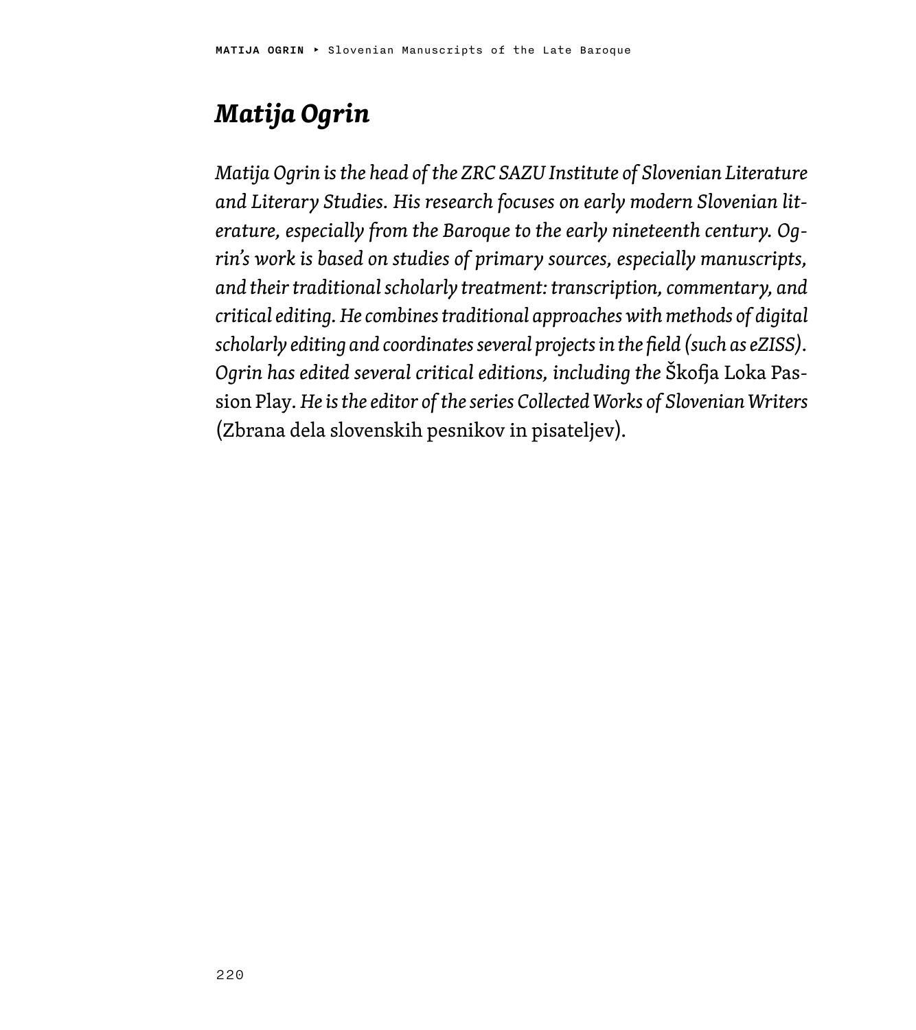## *Matija Ogrin*

*Matija Ogrin is the head of the ZRC SAZU Institute of Slovenian Literature and Literary Studies. His research focuses on early modern Slovenian literature, especially from the Baroque to the early nineteenth century. Ogrin's work is based on studies of primary sources, especially manuscripts, and their traditional scholarly treatment: transcription, commentary, and critical editing. He combines traditional approaches with methods of digital scholarly editing and coordinates several projects in the field (such as eZISS). Ogrin has edited several critical editions, including the* Škofja Loka Passion Play. *He is the editor of the series Collected Works of Slovenian Writers* (Zbrana dela slovenskih pesnikov in pisateljev).